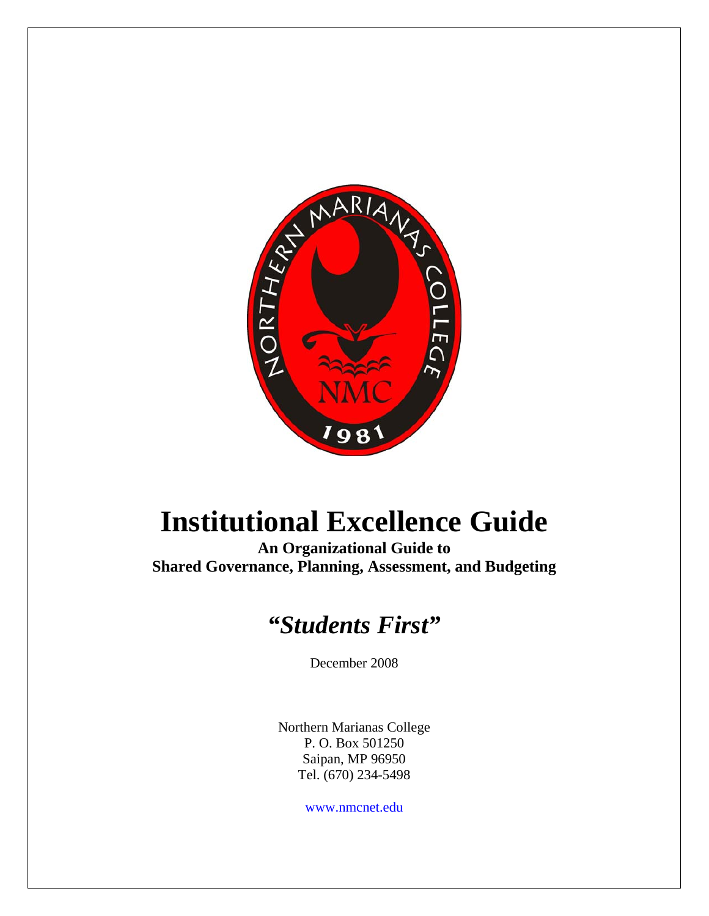# Institutional Excellence Guide

**An Organizational Guide to**
**Shared Governance, Planning, Assessment, and Budgeting**

## *"Students First"*

December 2008

Northern Marianas College
P. O. Box 501250
Saipan, MP 96950
Tel. (670) 234-5498

www.nmcnet.edu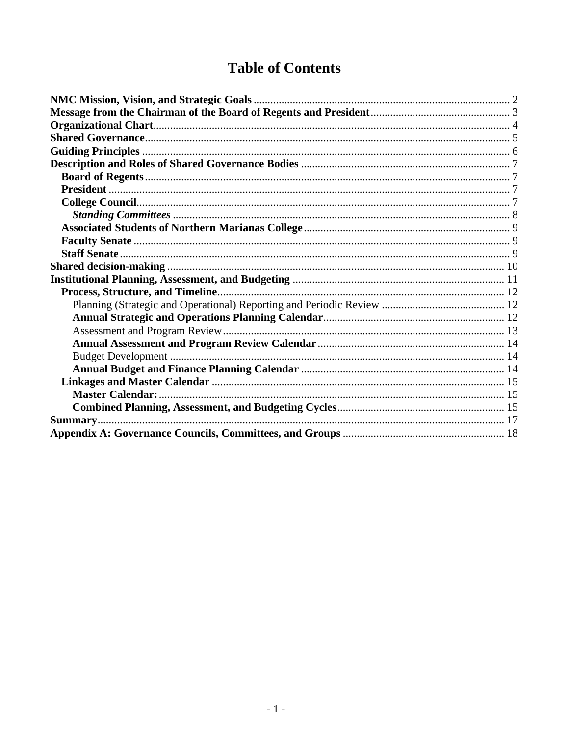# Table of Contents

**NMC Mission, Vision, and Strategic Goals** ........................................................................................... 2
**Message from the Chairman of the Board of Regents and President** ................................................. 3
**Organizational Chart** .............................................................................................................................. 4
**Shared Governance** ................................................................................................................................. 5
**Guiding Principles** .................................................................................................................................. 6
**Description and Roles of Shared Governance Bodies** .......................................................................... 7
- **Board of Regents** .................................................................................................................................. 7
- **President** ............................................................................................................................................... 7
- **College Council** ..................................................................................................................................... 7
  - ***Standing Committees*** ........................................................................................................................ 8
- **Associated Students of Northern Marianas College** ......................................................................... 9
- **Faculty Senate** ...................................................................................................................................... 9
- **Staff Senate** ........................................................................................................................................... 9

**Shared decision-making** ....................................................................................................................... 10
**Institutional Planning, Assessment, and Budgeting** ............................................................................ 11
- **Process, Structure, and Timeline** ...................................................................................................... 12
  - Planning (Strategic and Operational) Reporting and Periodic Review ............................................ 12
  - **Annual Strategic and Operations Planning Calendar** ................................................................ 12
  - Assessment and Program Review .................................................................................................... 13
  - **Annual Assessment and Program Review Calendar** .................................................................. 14
  - Budget Development ....................................................................................................................... 14
  - **Annual Budget and Finance Planning Calendar** ......................................................................... 14
- **Linkages and Master Calendar** ........................................................................................................ 15
  - **Master Calendar:** ........................................................................................................................... 15
  - **Combined Planning, Assessment, and Budgeting Cycles** ............................................................ 15

**Summary** ................................................................................................................................................ 17
**Appendix A: Governance Councils, Committees, and Groups** ......................................................... 18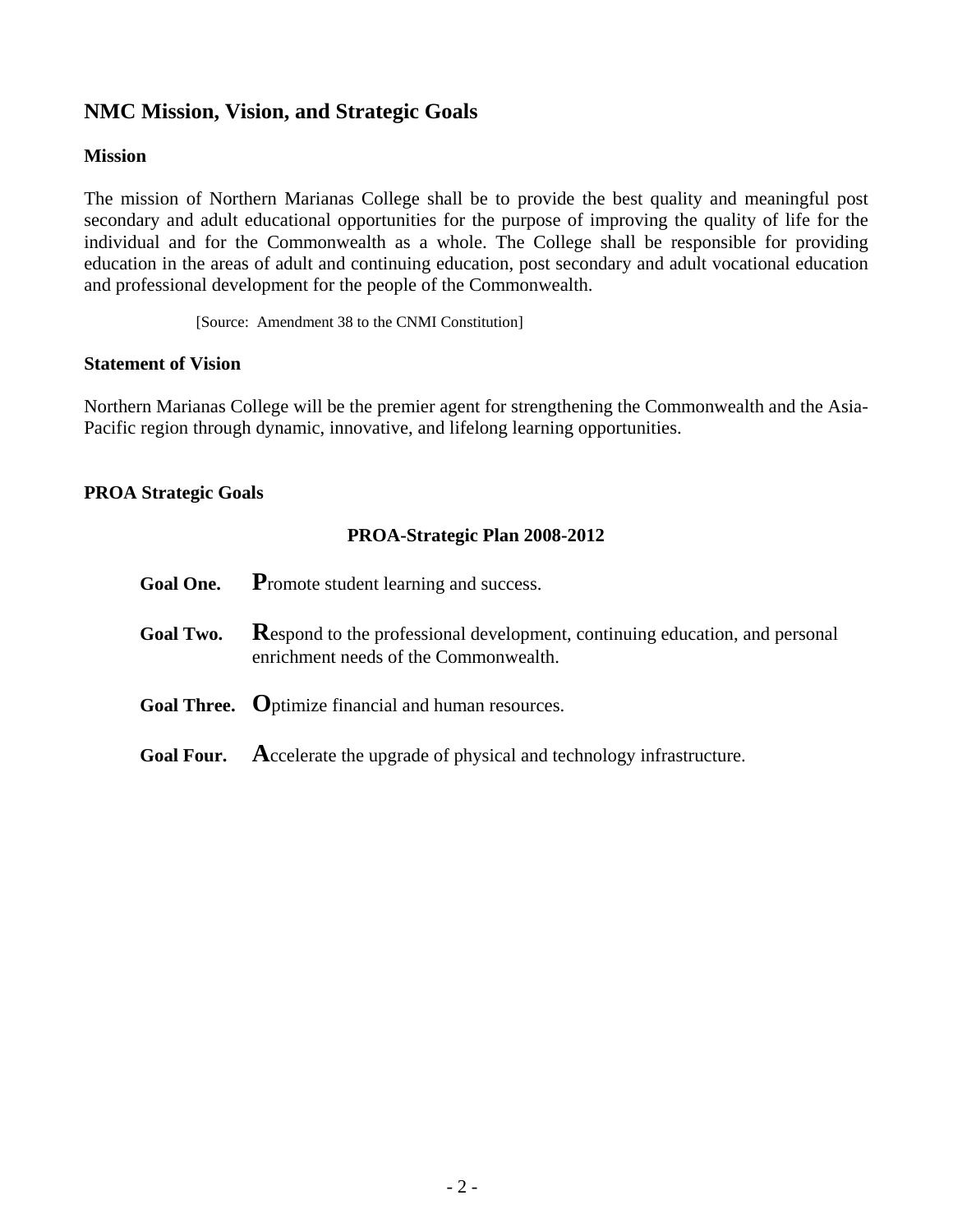## NMC Mission, Vision, and Strategic Goals

### Mission

The mission of Northern Marianas College shall be to provide the best quality and meaningful post secondary and adult educational opportunities for the purpose of improving the quality of life for the individual and for the Commonwealth as a whole. The College shall be responsible for providing education in the areas of adult and continuing education, post secondary and adult vocational education and professional development for the people of the Commonwealth.

[Source: Amendment 38 to the CNMI Constitution]

### Statement of Vision

Northern Marianas College will be the premier agent for strengthening the Commonwealth and the Asia-Pacific region through dynamic, innovative, and lifelong learning opportunities.

### PROA Strategic Goals

**PROA-Strategic Plan 2008-2012**

**Goal One.** **P**romote student learning and success.

**Goal Two.** **R**espond to the professional development, continuing education, and personal enrichment needs of the Commonwealth.

**Goal Three.** **O**ptimize financial and human resources.

**Goal Four.** **A**ccelerate the upgrade of physical and technology infrastructure.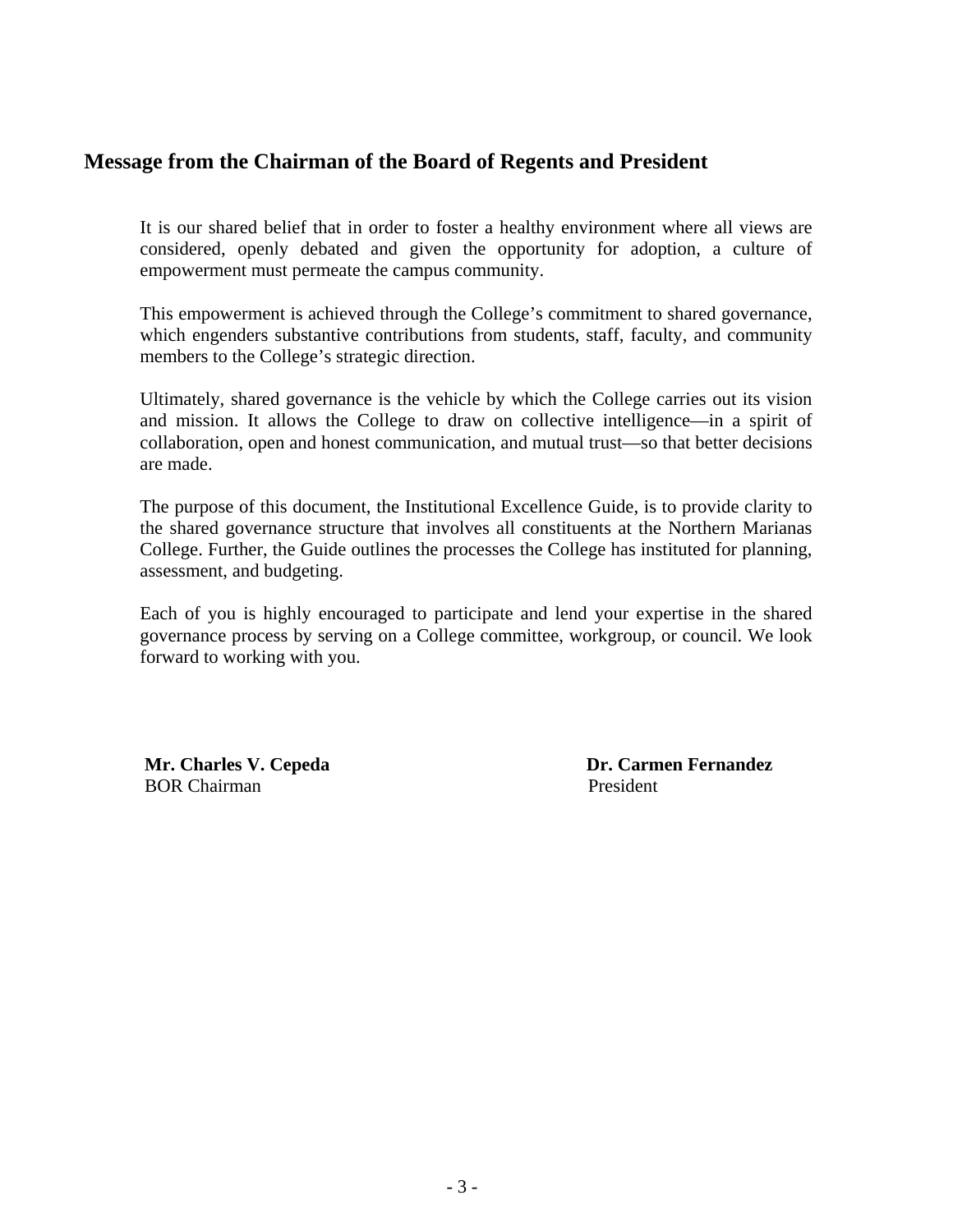## Message from the Chairman of the Board of Regents and President

It is our shared belief that in order to foster a healthy environment where all views are considered, openly debated and given the opportunity for adoption, a culture of empowerment must permeate the campus community.

This empowerment is achieved through the College's commitment to shared governance, which engenders substantive contributions from students, staff, faculty, and community members to the College's strategic direction.

Ultimately, shared governance is the vehicle by which the College carries out its vision and mission. It allows the College to draw on collective intelligence—in a spirit of collaboration, open and honest communication, and mutual trust—so that better decisions are made.

The purpose of this document, the Institutional Excellence Guide, is to provide clarity to the shared governance structure that involves all constituents at the Northern Marianas College. Further, the Guide outlines the processes the College has instituted for planning, assessment, and budgeting.

Each of you is highly encouraged to participate and lend your expertise in the shared governance process by serving on a College committee, workgroup, or council. We look forward to working with you.

**Mr. Charles V. Cepeda**
BOR Chairman

**Dr. Carmen Fernandez**
President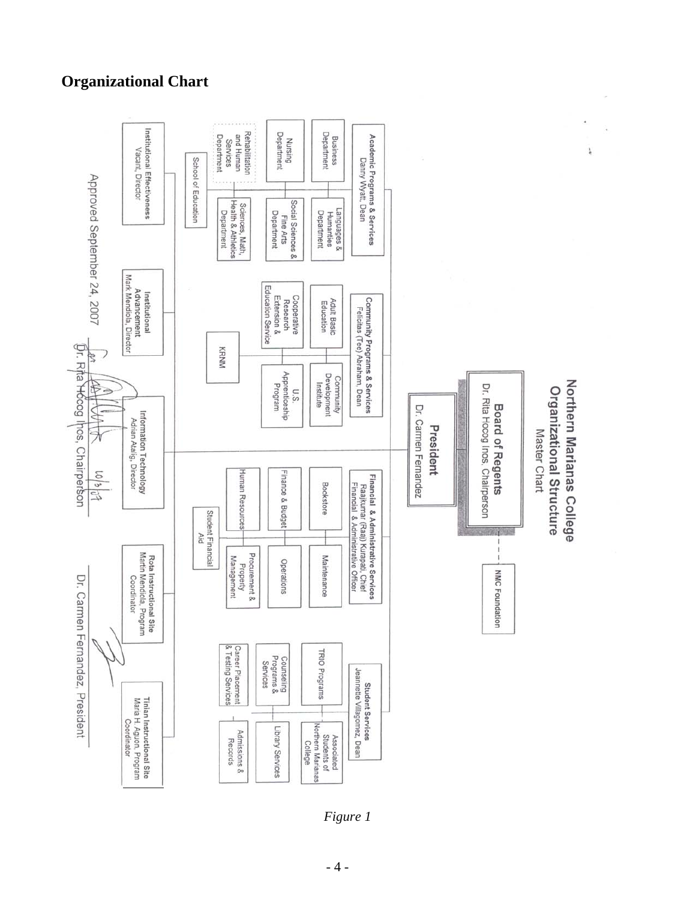## Organizational Chart

Northern Marianas College
Organizational Structure
Master Chart

Board of Regents
Dr. Rita Hocog Inos, Chairperson

NMC Foundation

President
Dr. Carmen Fernandez

Academic Programs & Services
Danny Wyatt, Dean

Business Department

Languages & Humanities Department

Nursing Department

Social Sciences & Fine Arts Department

Rehabilitation and Human Services Department

Sciences, Math, Health & Athletics Department

School of Education

Community Programs & Services
Felicitas (Tee) Abraham, Dean

Adult Basic Education

Community Development Institute

Cooperative Research Extension & Education Service

U.S. Apprenticeship Program

KRNM

Financial & Administrative Services
Raajkumar (Raaj) Kurapati, Chief Financial & Administrative Officer

Bookstore

Maintenance

Finance & Budget

Operations

Human Resources

Procurement & Property Management

Student Financial Aid

Student Services
Jeannette Villagomez, Dean

TRIO Programs

Associated Students of Northern Marianas College

Counseling Programs & Services

Library Services

Career Placement & Testing Services

Admissions & Records

Institutional Effectiveness
Vacant, Director

Institutional Advancement
Mark Mendiola, Director

Information Technology
Adrian Atalig, Director

Rota Instructional Site
Martin Mendiola, Program Coordinator

Tinian Instructional Site
Maria H. Aguon, Program Coordinator

Approved September 24, 2007

for Dr. Rita Hocog Inos, Chairperson 10/3/07

Dr. Carmen Fernandez, President

*Figure 1*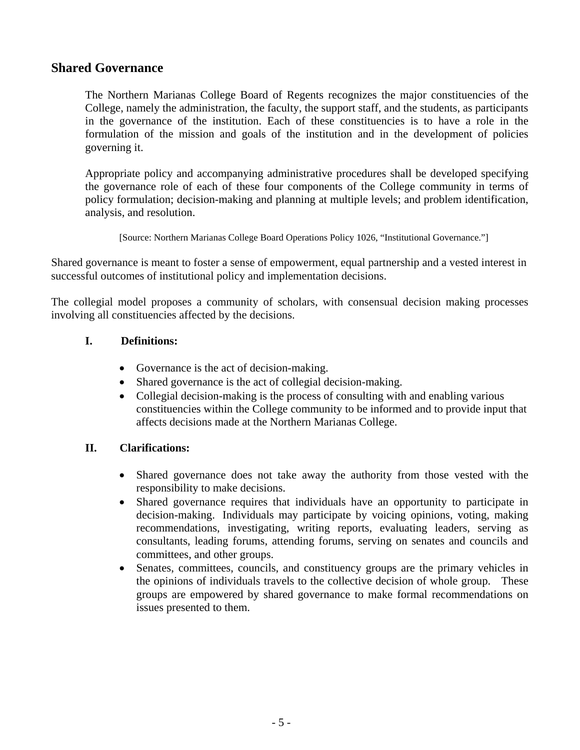## Shared Governance

> The Northern Marianas College Board of Regents recognizes the major constituencies of the College, namely the administration, the faculty, the support staff, and the students, as participants in the governance of the institution. Each of these constituencies is to have a role in the formulation of the mission and goals of the institution and in the development of policies governing it.
>
> Appropriate policy and accompanying administrative procedures shall be developed specifying the governance role of each of these four components of the College community in terms of policy formulation; decision-making and planning at multiple levels; and problem identification, analysis, and resolution.
>
> [Source: Northern Marianas College Board Operations Policy 1026, "Institutional Governance."]

Shared governance is meant to foster a sense of empowerment, equal partnership and a vested interest in successful outcomes of institutional policy and implementation decisions.

The collegial model proposes a community of scholars, with consensual decision making processes involving all constituencies affected by the decisions.

### I. Definitions:

- Governance is the act of decision-making.
- Shared governance is the act of collegial decision-making.
- Collegial decision-making is the process of consulting with and enabling various constituencies within the College community to be informed and to provide input that affects decisions made at the Northern Marianas College.

### II. Clarifications:

- Shared governance does not take away the authority from those vested with the responsibility to make decisions.
- Shared governance requires that individuals have an opportunity to participate in decision-making. Individuals may participate by voicing opinions, voting, making recommendations, investigating, writing reports, evaluating leaders, serving as consultants, leading forums, attending forums, serving on senates and councils and committees, and other groups.
- Senates, committees, councils, and constituency groups are the primary vehicles in the opinions of individuals travels to the collective decision of whole group. These groups are empowered by shared governance to make formal recommendations on issues presented to them.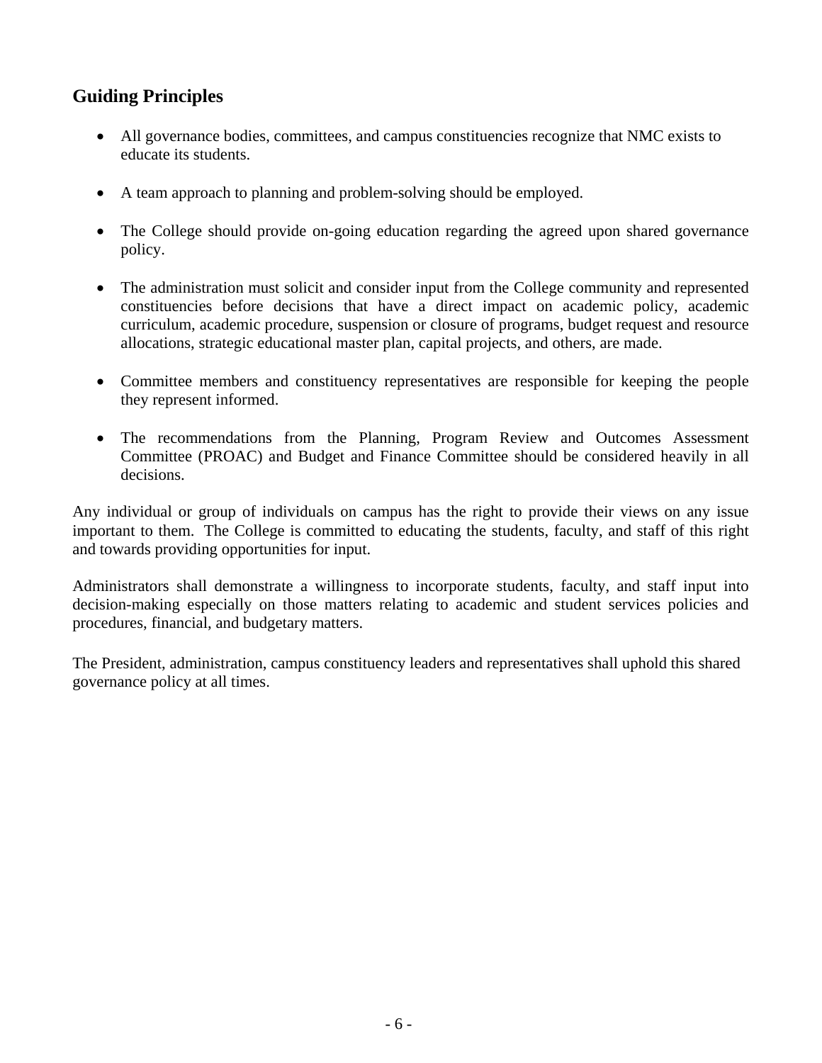## Guiding Principles

- All governance bodies, committees, and campus constituencies recognize that NMC exists to educate its students.
- A team approach to planning and problem-solving should be employed.
- The College should provide on-going education regarding the agreed upon shared governance policy.
- The administration must solicit and consider input from the College community and represented constituencies before decisions that have a direct impact on academic policy, academic curriculum, academic procedure, suspension or closure of programs, budget request and resource allocations, strategic educational master plan, capital projects, and others, are made.
- Committee members and constituency representatives are responsible for keeping the people they represent informed.
- The recommendations from the Planning, Program Review and Outcomes Assessment Committee (PROAC) and Budget and Finance Committee should be considered heavily in all decisions.

Any individual or group of individuals on campus has the right to provide their views on any issue important to them. The College is committed to educating the students, faculty, and staff of this right and towards providing opportunities for input.

Administrators shall demonstrate a willingness to incorporate students, faculty, and staff input into decision-making especially on those matters relating to academic and student services policies and procedures, financial, and budgetary matters.

The President, administration, campus constituency leaders and representatives shall uphold this shared governance policy at all times.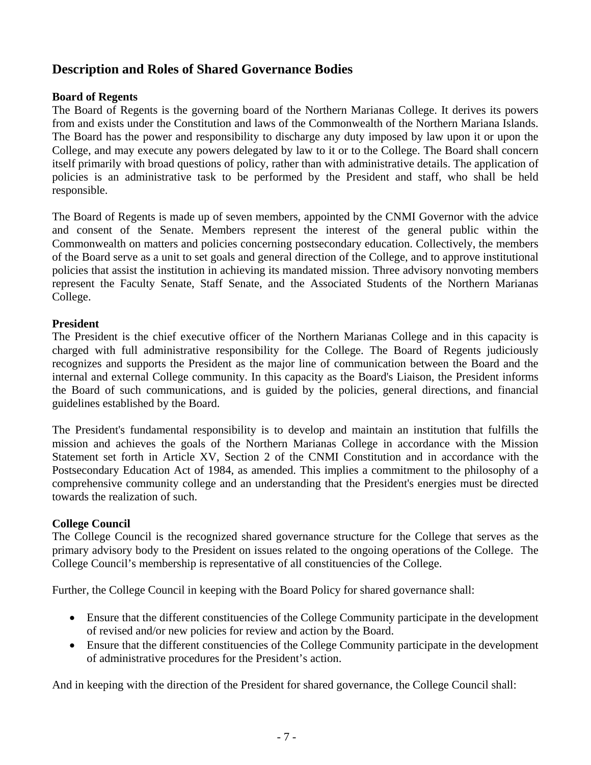## Description and Roles of Shared Governance Bodies

**Board of Regents**

The Board of Regents is the governing board of the Northern Marianas College. It derives its powers from and exists under the Constitution and laws of the Commonwealth of the Northern Mariana Islands. The Board has the power and responsibility to discharge any duty imposed by law upon it or upon the College, and may execute any powers delegated by law to it or to the College. The Board shall concern itself primarily with broad questions of policy, rather than with administrative details. The application of policies is an administrative task to be performed by the President and staff, who shall be held responsible.

The Board of Regents is made up of seven members, appointed by the CNMI Governor with the advice and consent of the Senate. Members represent the interest of the general public within the Commonwealth on matters and policies concerning postsecondary education. Collectively, the members of the Board serve as a unit to set goals and general direction of the College, and to approve institutional policies that assist the institution in achieving its mandated mission. Three advisory nonvoting members represent the Faculty Senate, Staff Senate, and the Associated Students of the Northern Marianas College.

**President**

The President is the chief executive officer of the Northern Marianas College and in this capacity is charged with full administrative responsibility for the College. The Board of Regents judiciously recognizes and supports the President as the major line of communication between the Board and the internal and external College community. In this capacity as the Board's Liaison, the President informs the Board of such communications, and is guided by the policies, general directions, and financial guidelines established by the Board.

The President's fundamental responsibility is to develop and maintain an institution that fulfills the mission and achieves the goals of the Northern Marianas College in accordance with the Mission Statement set forth in Article XV, Section 2 of the CNMI Constitution and in accordance with the Postsecondary Education Act of 1984, as amended. This implies a commitment to the philosophy of a comprehensive community college and an understanding that the President's energies must be directed towards the realization of such.

**College Council**

The College Council is the recognized shared governance structure for the College that serves as the primary advisory body to the President on issues related to the ongoing operations of the College. The College Council's membership is representative of all constituencies of the College.

Further, the College Council in keeping with the Board Policy for shared governance shall:

- Ensure that the different constituencies of the College Community participate in the development of revised and/or new policies for review and action by the Board.
- Ensure that the different constituencies of the College Community participate in the development of administrative procedures for the President's action.

And in keeping with the direction of the President for shared governance, the College Council shall: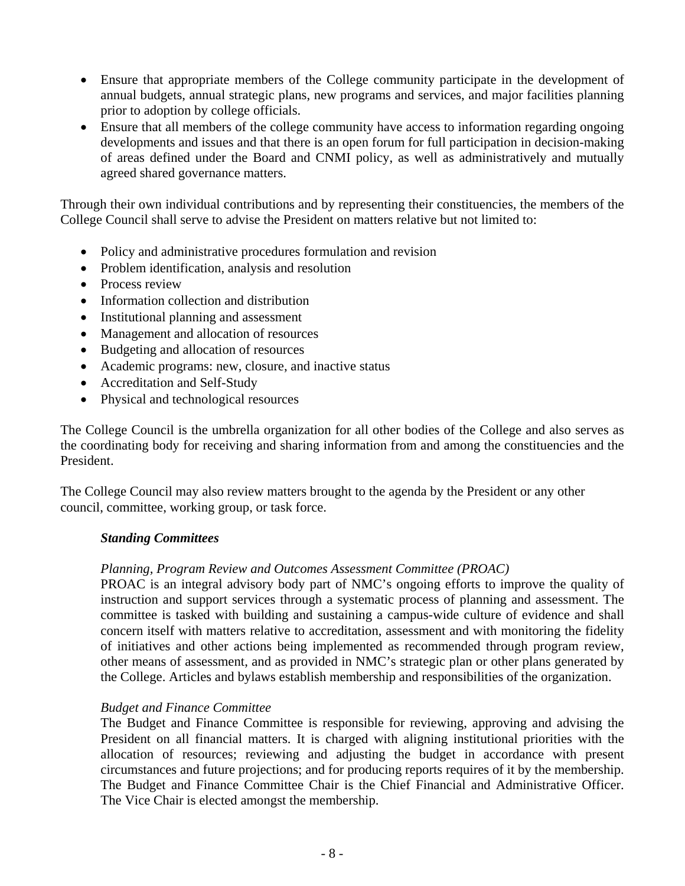- Ensure that appropriate members of the College community participate in the development of annual budgets, annual strategic plans, new programs and services, and major facilities planning prior to adoption by college officials.
- Ensure that all members of the college community have access to information regarding ongoing developments and issues and that there is an open forum for full participation in decision-making of areas defined under the Board and CNMI policy, as well as administratively and mutually agreed shared governance matters.

Through their own individual contributions and by representing their constituencies, the members of the College Council shall serve to advise the President on matters relative but not limited to:

- Policy and administrative procedures formulation and revision
- Problem identification, analysis and resolution
- Process review
- Information collection and distribution
- Institutional planning and assessment
- Management and allocation of resources
- Budgeting and allocation of resources
- Academic programs: new, closure, and inactive status
- Accreditation and Self-Study
- Physical and technological resources

The College Council is the umbrella organization for all other bodies of the College and also serves as the coordinating body for receiving and sharing information from and among the constituencies and the President.

The College Council may also review matters brought to the agenda by the President or any other council, committee, working group, or task force.

***Standing Committees***

*Planning, Program Review and Outcomes Assessment Committee (PROAC)*

PROAC is an integral advisory body part of NMC's ongoing efforts to improve the quality of instruction and support services through a systematic process of planning and assessment. The committee is tasked with building and sustaining a campus-wide culture of evidence and shall concern itself with matters relative to accreditation, assessment and with monitoring the fidelity of initiatives and other actions being implemented as recommended through program review, other means of assessment, and as provided in NMC's strategic plan or other plans generated by the College. Articles and bylaws establish membership and responsibilities of the organization.

*Budget and Finance Committee*

The Budget and Finance Committee is responsible for reviewing, approving and advising the President on all financial matters. It is charged with aligning institutional priorities with the allocation of resources; reviewing and adjusting the budget in accordance with present circumstances and future projections; and for producing reports requires of it by the membership. The Budget and Finance Committee Chair is the Chief Financial and Administrative Officer. The Vice Chair is elected amongst the membership.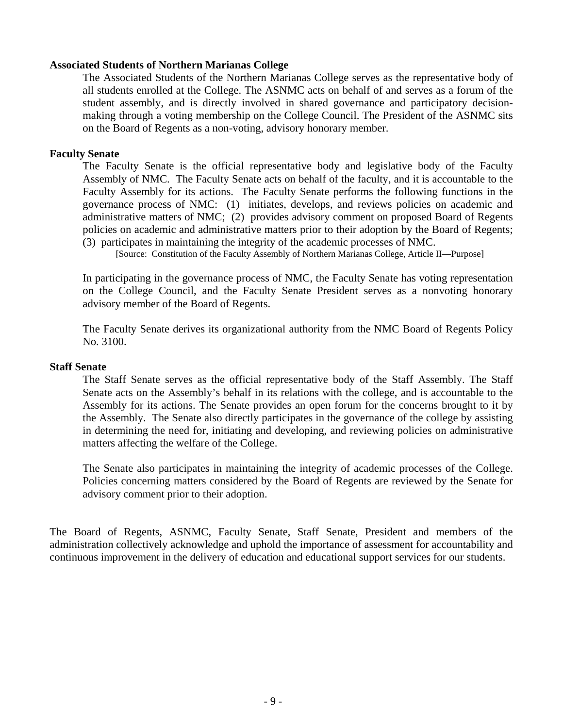**Associated Students of Northern Marianas College**

The Associated Students of the Northern Marianas College serves as the representative body of all students enrolled at the College. The ASNMC acts on behalf of and serves as a forum of the student assembly, and is directly involved in shared governance and participatory decision-making through a voting membership on the College Council. The President of the ASNMC sits on the Board of Regents as a non-voting, advisory honorary member.

**Faculty Senate**

The Faculty Senate is the official representative body and legislative body of the Faculty Assembly of NMC. The Faculty Senate acts on behalf of the faculty, and it is accountable to the Faculty Assembly for its actions. The Faculty Senate performs the following functions in the governance process of NMC: (1) initiates, develops, and reviews policies on academic and administrative matters of NMC; (2) provides advisory comment on proposed Board of Regents policies on academic and administrative matters prior to their adoption by the Board of Regents; (3) participates in maintaining the integrity of the academic processes of NMC.

[Source: Constitution of the Faculty Assembly of Northern Marianas College, Article II—Purpose]

In participating in the governance process of NMC, the Faculty Senate has voting representation on the College Council, and the Faculty Senate President serves as a nonvoting honorary advisory member of the Board of Regents.

The Faculty Senate derives its organizational authority from the NMC Board of Regents Policy No. 3100.

**Staff Senate**

The Staff Senate serves as the official representative body of the Staff Assembly. The Staff Senate acts on the Assembly's behalf in its relations with the college, and is accountable to the Assembly for its actions. The Senate provides an open forum for the concerns brought to it by the Assembly. The Senate also directly participates in the governance of the college by assisting in determining the need for, initiating and developing, and reviewing policies on administrative matters affecting the welfare of the College.

The Senate also participates in maintaining the integrity of academic processes of the College. Policies concerning matters considered by the Board of Regents are reviewed by the Senate for advisory comment prior to their adoption.

The Board of Regents, ASNMC, Faculty Senate, Staff Senate, President and members of the administration collectively acknowledge and uphold the importance of assessment for accountability and continuous improvement in the delivery of education and educational support services for our students.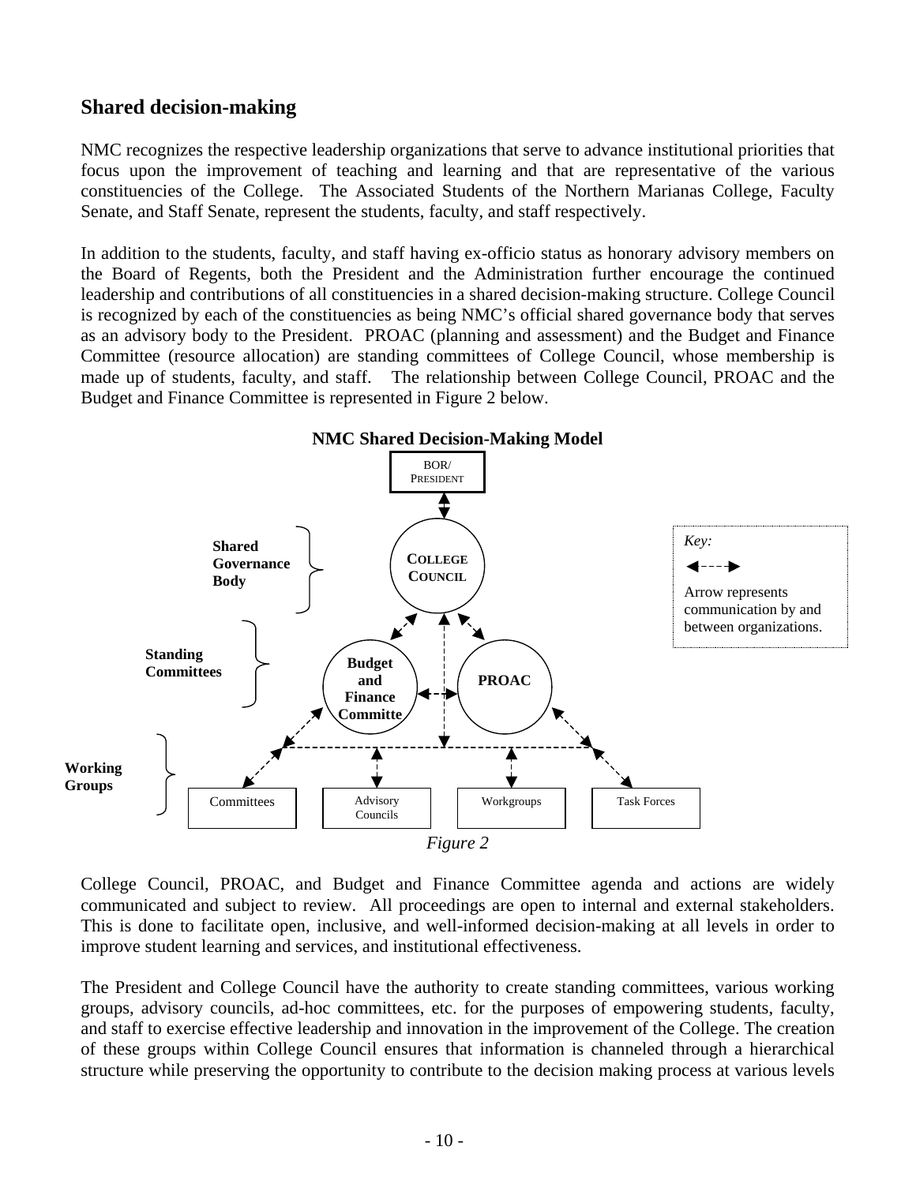## Shared decision-making

NMC recognizes the respective leadership organizations that serve to advance institutional priorities that focus upon the improvement of teaching and learning and that are representative of the various constituencies of the College. The Associated Students of the Northern Marianas College, Faculty Senate, and Staff Senate, represent the students, faculty, and staff respectively.

In addition to the students, faculty, and staff having ex-officio status as honorary advisory members on the Board of Regents, both the President and the Administration further encourage the continued leadership and contributions of all constituencies in a shared decision-making structure. College Council is recognized by each of the constituencies as being NMC's official shared governance body that serves as an advisory body to the President. PROAC (planning and assessment) and the Budget and Finance Committee (resource allocation) are standing committees of College Council, whose membership is made up of students, faculty, and staff. The relationship between College Council, PROAC and the Budget and Finance Committee is represented in Figure 2 below.

**NMC Shared Decision-Making Model**

BOR/ PRESIDENT

Shared Governance Body

COLLEGE COUNCIL

Standing Committees

Budget and Finance Committe

PROAC

Working Groups

Committees

Advisory Councils

Workgroups

Task Forces

*Key:*

Arrow represents communication by and between organizations.

*Figure 2*

College Council, PROAC, and Budget and Finance Committee agenda and actions are widely communicated and subject to review. All proceedings are open to internal and external stakeholders. This is done to facilitate open, inclusive, and well-informed decision-making at all levels in order to improve student learning and services, and institutional effectiveness.

The President and College Council have the authority to create standing committees, various working groups, advisory councils, ad-hoc committees, etc. for the purposes of empowering students, faculty, and staff to exercise effective leadership and innovation in the improvement of the College. The creation of these groups within College Council ensures that information is channeled through a hierarchical structure while preserving the opportunity to contribute to the decision making process at various levels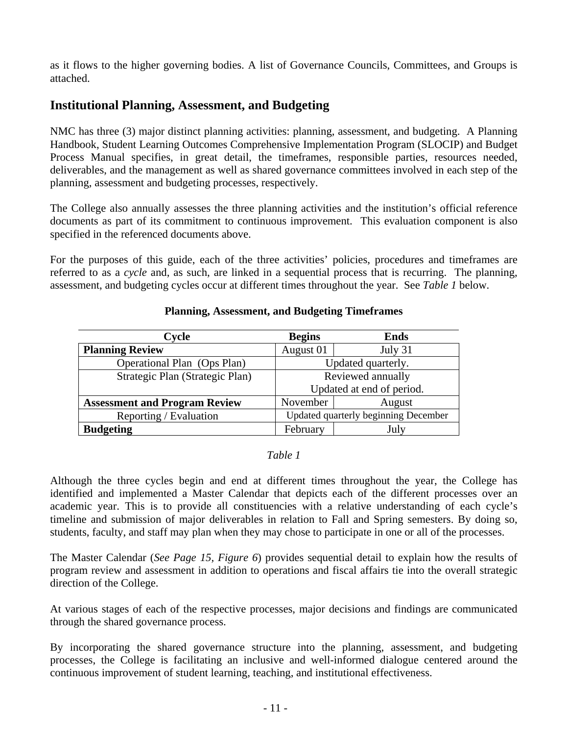as it flows to the higher governing bodies. A list of Governance Councils, Committees, and Groups is attached.

## Institutional Planning, Assessment, and Budgeting

NMC has three (3) major distinct planning activities: planning, assessment, and budgeting. A Planning Handbook, Student Learning Outcomes Comprehensive Implementation Program (SLOCIP) and Budget Process Manual specifies, in great detail, the timeframes, responsible parties, resources needed, deliverables, and the management as well as shared governance committees involved in each step of the planning, assessment and budgeting processes, respectively.

The College also annually assesses the three planning activities and the institution's official reference documents as part of its commitment to continuous improvement. This evaluation component is also specified in the referenced documents above.

For the purposes of this guide, each of the three activities' policies, procedures and timeframes are referred to as a *cycle* and, as such, are linked in a sequential process that is recurring. The planning, assessment, and budgeting cycles occur at different times throughout the year. See *Table 1* below.

**Planning, Assessment, and Budgeting Timeframes**

| Cycle | Begins | Ends |
|---|---|---|
| **Planning Review** | August 01 | July 31 |
| Operational Plan (Ops Plan) | Updated quarterly. | |
| Strategic Plan (Strategic Plan) | Reviewed annually Updated at end of period. | |
| **Assessment and Program Review** | November | August |
| Reporting / Evaluation | Updated quarterly beginning December | |
| **Budgeting** | February | July |

*Table 1*

Although the three cycles begin and end at different times throughout the year, the College has identified and implemented a Master Calendar that depicts each of the different processes over an academic year. This is to provide all constituencies with a relative understanding of each cycle's timeline and submission of major deliverables in relation to Fall and Spring semesters. By doing so, students, faculty, and staff may plan when they may chose to participate in one or all of the processes.

The Master Calendar (*See Page 15, Figure 6*) provides sequential detail to explain how the results of program review and assessment in addition to operations and fiscal affairs tie into the overall strategic direction of the College.

At various stages of each of the respective processes, major decisions and findings are communicated through the shared governance process.

By incorporating the shared governance structure into the planning, assessment, and budgeting processes, the College is facilitating an inclusive and well-informed dialogue centered around the continuous improvement of student learning, teaching, and institutional effectiveness.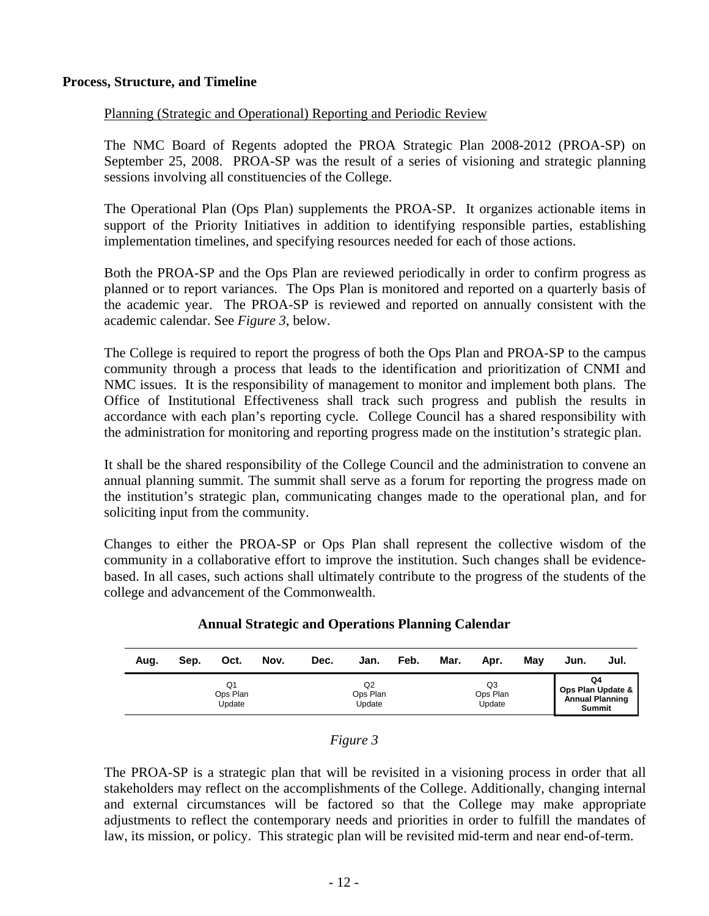**Process, Structure, and Timeline**

Planning (Strategic and Operational) Reporting and Periodic Review

The NMC Board of Regents adopted the PROA Strategic Plan 2008-2012 (PROA-SP) on September 25, 2008. PROA-SP was the result of a series of visioning and strategic planning sessions involving all constituencies of the College.

The Operational Plan (Ops Plan) supplements the PROA-SP. It organizes actionable items in support of the Priority Initiatives in addition to identifying responsible parties, establishing implementation timelines, and specifying resources needed for each of those actions.

Both the PROA-SP and the Ops Plan are reviewed periodically in order to confirm progress as planned or to report variances. The Ops Plan is monitored and reported on a quarterly basis of the academic year. The PROA-SP is reviewed and reported on annually consistent with the academic calendar. See *Figure 3*, below.

The College is required to report the progress of both the Ops Plan and PROA-SP to the campus community through a process that leads to the identification and prioritization of CNMI and NMC issues. It is the responsibility of management to monitor and implement both plans. The Office of Institutional Effectiveness shall track such progress and publish the results in accordance with each plan's reporting cycle. College Council has a shared responsibility with the administration for monitoring and reporting progress made on the institution's strategic plan.

It shall be the shared responsibility of the College Council and the administration to convene an annual planning summit. The summit shall serve as a forum for reporting the progress made on the institution's strategic plan, communicating changes made to the operational plan, and for soliciting input from the community.

Changes to either the PROA-SP or Ops Plan shall represent the collective wisdom of the community in a collaborative effort to improve the institution. Such changes shall be evidence-based. In all cases, such actions shall ultimately contribute to the progress of the students of the college and advancement of the Commonwealth.

**Annual Strategic and Operations Planning Calendar**

| Aug. | Sep. | Oct. | Nov. | Dec. | Jan. | Feb. | Mar. | Apr. | May | Jun. | Jul. |
|---|---|---|---|---|---|---|---|---|---|---|---|
| | | Q1 Ops Plan Update | | | Q2 Ops Plan Update | | | Q3 Ops Plan Update | | **Q4 Ops Plan Update & Annual Planning Summit** | |

*Figure 3*

The PROA-SP is a strategic plan that will be revisited in a visioning process in order that all stakeholders may reflect on the accomplishments of the College. Additionally, changing internal and external circumstances will be factored so that the College may make appropriate adjustments to reflect the contemporary needs and priorities in order to fulfill the mandates of law, its mission, or policy. This strategic plan will be revisited mid-term and near end-of-term.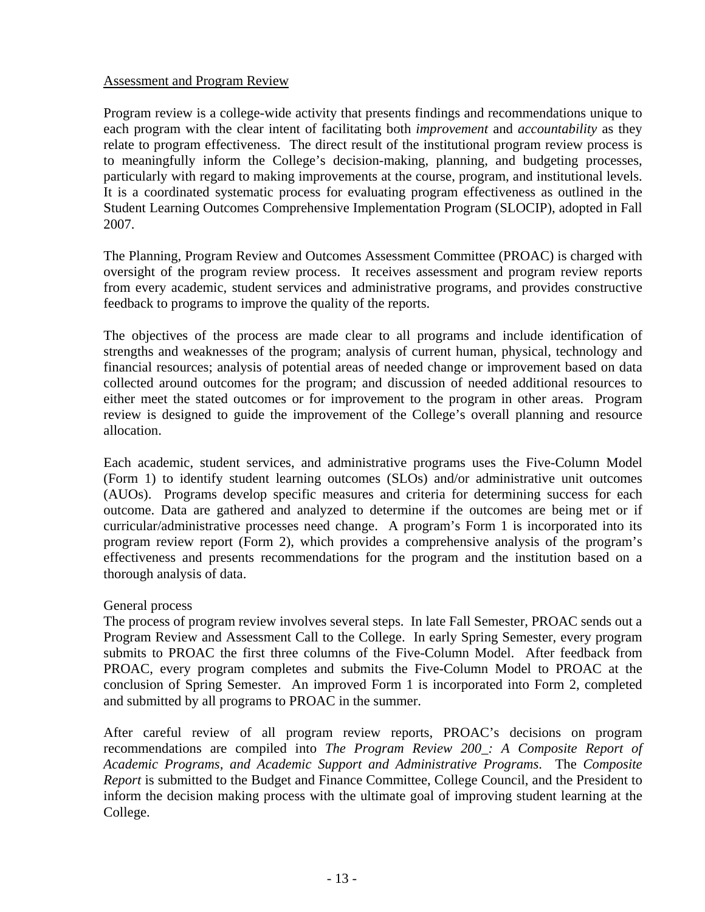## Assessment and Program Review

Program review is a college-wide activity that presents findings and recommendations unique to each program with the clear intent of facilitating both *improvement* and *accountability* as they relate to program effectiveness. The direct result of the institutional program review process is to meaningfully inform the College's decision-making, planning, and budgeting processes, particularly with regard to making improvements at the course, program, and institutional levels. It is a coordinated systematic process for evaluating program effectiveness as outlined in the Student Learning Outcomes Comprehensive Implementation Program (SLOCIP), adopted in Fall 2007.

The Planning, Program Review and Outcomes Assessment Committee (PROAC) is charged with oversight of the program review process. It receives assessment and program review reports from every academic, student services and administrative programs, and provides constructive feedback to programs to improve the quality of the reports.

The objectives of the process are made clear to all programs and include identification of strengths and weaknesses of the program; analysis of current human, physical, technology and financial resources; analysis of potential areas of needed change or improvement based on data collected around outcomes for the program; and discussion of needed additional resources to either meet the stated outcomes or for improvement to the program in other areas. Program review is designed to guide the improvement of the College's overall planning and resource allocation.

Each academic, student services, and administrative programs uses the Five-Column Model (Form 1) to identify student learning outcomes (SLOs) and/or administrative unit outcomes (AUOs). Programs develop specific measures and criteria for determining success for each outcome. Data are gathered and analyzed to determine if the outcomes are being met or if curricular/administrative processes need change. A program's Form 1 is incorporated into its program review report (Form 2), which provides a comprehensive analysis of the program's effectiveness and presents recommendations for the program and the institution based on a thorough analysis of data.

### General process

The process of program review involves several steps. In late Fall Semester, PROAC sends out a Program Review and Assessment Call to the College. In early Spring Semester, every program submits to PROAC the first three columns of the Five-Column Model. After feedback from PROAC, every program completes and submits the Five-Column Model to PROAC at the conclusion of Spring Semester. An improved Form 1 is incorporated into Form 2, completed and submitted by all programs to PROAC in the summer.

After careful review of all program review reports, PROAC's decisions on program recommendations are compiled into *The Program Review 200_: A Composite Report of Academic Programs, and Academic Support and Administrative Programs*. The *Composite Report* is submitted to the Budget and Finance Committee, College Council, and the President to inform the decision making process with the ultimate goal of improving student learning at the College.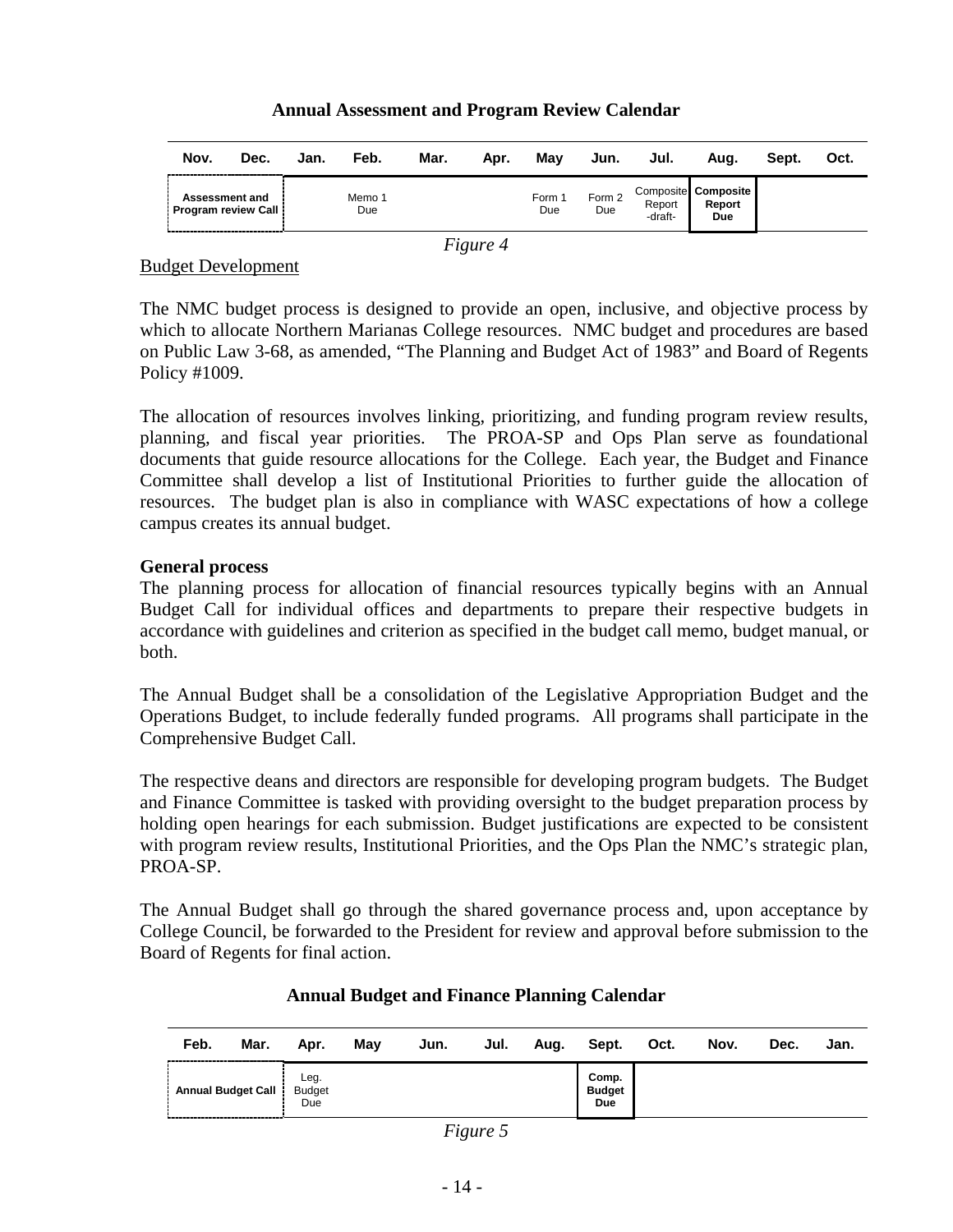**Annual Assessment and Program Review Calendar**

| Nov. | Dec. | Jan. | Feb. | Mar. | Apr. | May | Jun. | Jul. | Aug. | Sept. | Oct. |
|---|---|---|---|---|---|---|---|---|---|---|---|
| Assessment and Program review Call | | | Memo 1 Due | | | Form 1 Due | Form 2 Due | Composite Report -draft- | **Composite Report Due** | | |

*Figure 4*

Budget Development

The NMC budget process is designed to provide an open, inclusive, and objective process by which to allocate Northern Marianas College resources. NMC budget and procedures are based on Public Law 3-68, as amended, "The Planning and Budget Act of 1983" and Board of Regents Policy #1009.

The allocation of resources involves linking, prioritizing, and funding program review results, planning, and fiscal year priorities. The PROA-SP and Ops Plan serve as foundational documents that guide resource allocations for the College. Each year, the Budget and Finance Committee shall develop a list of Institutional Priorities to further guide the allocation of resources. The budget plan is also in compliance with WASC expectations of how a college campus creates its annual budget.

**General process**

The planning process for allocation of financial resources typically begins with an Annual Budget Call for individual offices and departments to prepare their respective budgets in accordance with guidelines and criterion as specified in the budget call memo, budget manual, or both.

The Annual Budget shall be a consolidation of the Legislative Appropriation Budget and the Operations Budget, to include federally funded programs. All programs shall participate in the Comprehensive Budget Call.

The respective deans and directors are responsible for developing program budgets. The Budget and Finance Committee is tasked with providing oversight to the budget preparation process by holding open hearings for each submission. Budget justifications are expected to be consistent with program review results, Institutional Priorities, and the Ops Plan the NMC's strategic plan, PROA-SP.

The Annual Budget shall go through the shared governance process and, upon acceptance by College Council, be forwarded to the President for review and approval before submission to the Board of Regents for final action.

**Annual Budget and Finance Planning Calendar**

| Feb. | Mar. | Apr. | May | Jun. | Jul. | Aug. | Sept. | Oct. | Nov. | Dec. | Jan. |
|---|---|---|---|---|---|---|---|---|---|---|---|
| Annual Budget Call | | Leg. Budget Due | | | | | **Comp. Budget Due** | | | | |

*Figure 5*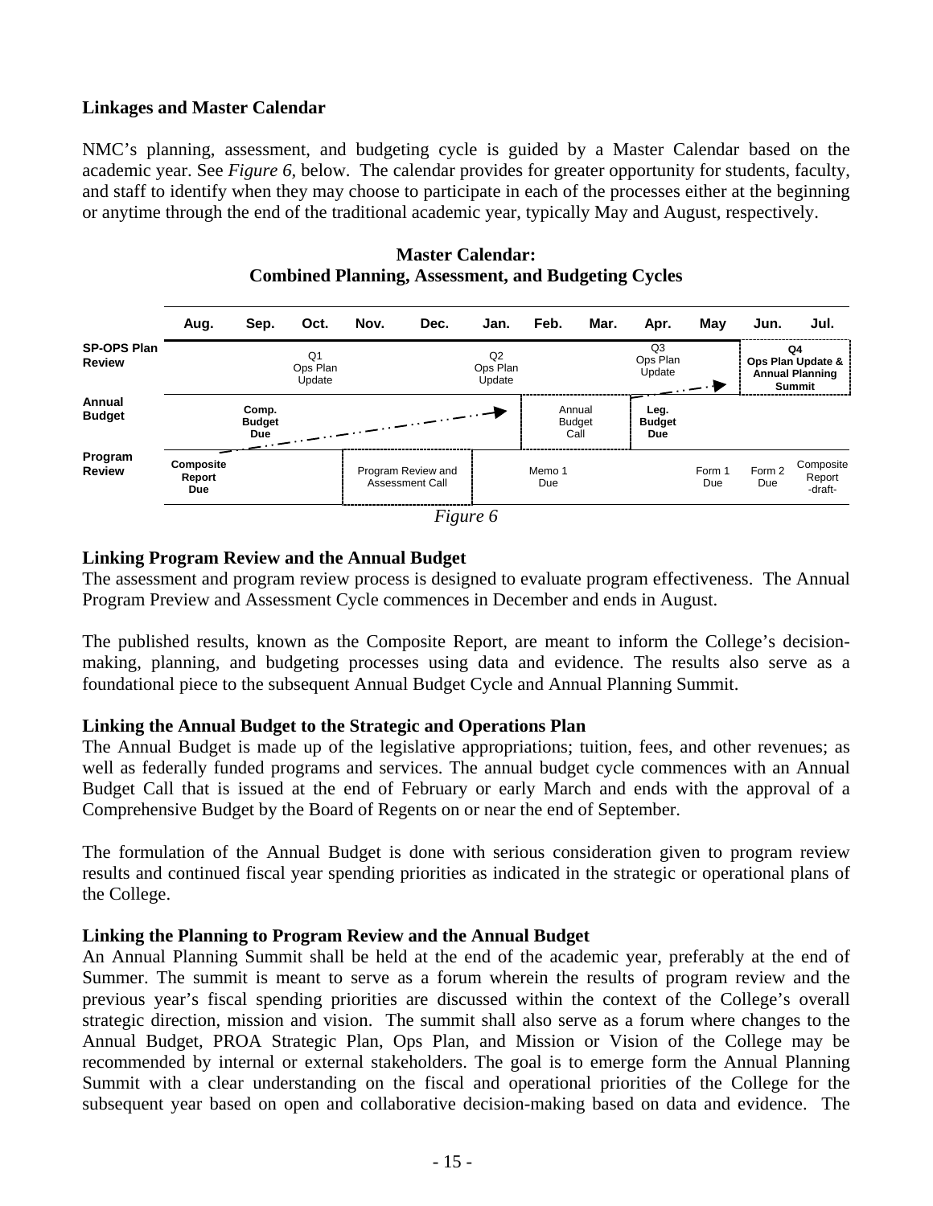### Linkages and Master Calendar

NMC's planning, assessment, and budgeting cycle is guided by a Master Calendar based on the academic year. See *Figure 6*, below. The calendar provides for greater opportunity for students, faculty, and staff to identify when they may choose to participate in each of the processes either at the beginning or anytime through the end of the traditional academic year, typically May and August, respectively.

**Master Calendar:**
**Combined Planning, Assessment, and Budgeting Cycles**

| | Aug. | Sep. | Oct. | Nov. | Dec. | Jan. | Feb. | Mar. | Apr. | May | Jun. | Jul. |
|---|---|---|---|---|---|---|---|---|---|---|---|---|
| **SP-OPS Plan Review** | | | Q1 Ops Plan Update | | | Q2 Ops Plan Update | | | Q3 Ops Plan Update | | **Q4 Ops Plan Update & Annual Planning Summit** | |
| **Annual Budget** | | **Comp. Budget Due** | | | | | Annual Budget Call | | **Leg. Budget Due** | | | |
| **Program Review** | **Composite Report Due** | | | Program Review and Assessment Call | | | Memo 1 Due | | | Form 1 Due | Form 2 Due | Composite Report -draft- |

*Figure 6*

### Linking Program Review and the Annual Budget

The assessment and program review process is designed to evaluate program effectiveness. The Annual Program Preview and Assessment Cycle commences in December and ends in August.

The published results, known as the Composite Report, are meant to inform the College's decision-making, planning, and budgeting processes using data and evidence. The results also serve as a foundational piece to the subsequent Annual Budget Cycle and Annual Planning Summit.

### Linking the Annual Budget to the Strategic and Operations Plan

The Annual Budget is made up of the legislative appropriations; tuition, fees, and other revenues; as well as federally funded programs and services. The annual budget cycle commences with an Annual Budget Call that is issued at the end of February or early March and ends with the approval of a Comprehensive Budget by the Board of Regents on or near the end of September.

The formulation of the Annual Budget is done with serious consideration given to program review results and continued fiscal year spending priorities as indicated in the strategic or operational plans of the College.

### Linking the Planning to Program Review and the Annual Budget

An Annual Planning Summit shall be held at the end of the academic year, preferably at the end of Summer. The summit is meant to serve as a forum wherein the results of program review and the previous year's fiscal spending priorities are discussed within the context of the College's overall strategic direction, mission and vision. The summit shall also serve as a forum where changes to the Annual Budget, PROA Strategic Plan, Ops Plan, and Mission or Vision of the College may be recommended by internal or external stakeholders. The goal is to emerge form the Annual Planning Summit with a clear understanding on the fiscal and operational priorities of the College for the subsequent year based on open and collaborative decision-making based on data and evidence. The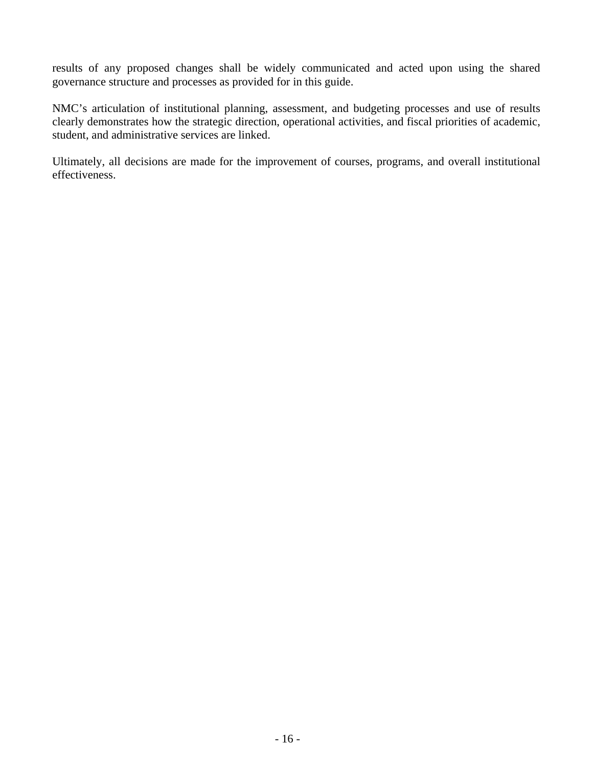results of any proposed changes shall be widely communicated and acted upon using the shared governance structure and processes as provided for in this guide.

NMC’s articulation of institutional planning, assessment, and budgeting processes and use of results clearly demonstrates how the strategic direction, operational activities, and fiscal priorities of academic, student, and administrative services are linked.

Ultimately, all decisions are made for the improvement of courses, programs, and overall institutional effectiveness.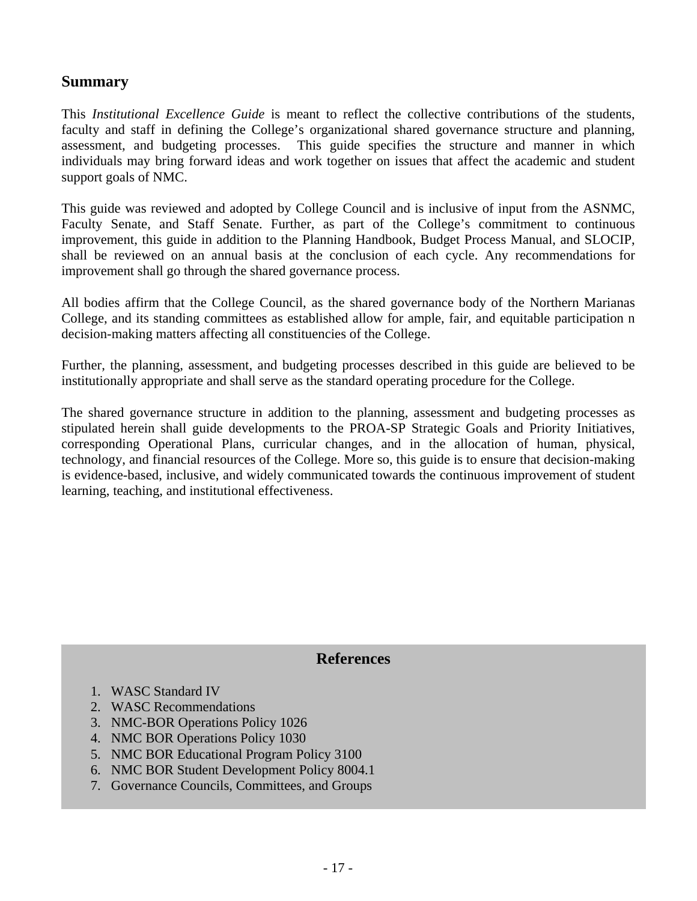## Summary

This *Institutional Excellence Guide* is meant to reflect the collective contributions of the students, faculty and staff in defining the College's organizational shared governance structure and planning, assessment, and budgeting processes. This guide specifies the structure and manner in which individuals may bring forward ideas and work together on issues that affect the academic and student support goals of NMC.

This guide was reviewed and adopted by College Council and is inclusive of input from the ASNMC, Faculty Senate, and Staff Senate. Further, as part of the College's commitment to continuous improvement, this guide in addition to the Planning Handbook, Budget Process Manual, and SLOCIP, shall be reviewed on an annual basis at the conclusion of each cycle. Any recommendations for improvement shall go through the shared governance process.

All bodies affirm that the College Council, as the shared governance body of the Northern Marianas College, and its standing committees as established allow for ample, fair, and equitable participation n decision-making matters affecting all constituencies of the College.

Further, the planning, assessment, and budgeting processes described in this guide are believed to be institutionally appropriate and shall serve as the standard operating procedure for the College.

The shared governance structure in addition to the planning, assessment and budgeting processes as stipulated herein shall guide developments to the PROA-SP Strategic Goals and Priority Initiatives, corresponding Operational Plans, curricular changes, and in the allocation of human, physical, technology, and financial resources of the College. More so, this guide is to ensure that decision-making is evidence-based, inclusive, and widely communicated towards the continuous improvement of student learning, teaching, and institutional effectiveness.

### References

1. WASC Standard IV
2. WASC Recommendations
3. NMC-BOR Operations Policy 1026
4. NMC BOR Operations Policy 1030
5. NMC BOR Educational Program Policy 3100
6. NMC BOR Student Development Policy 8004.1
7. Governance Councils, Committees, and Groups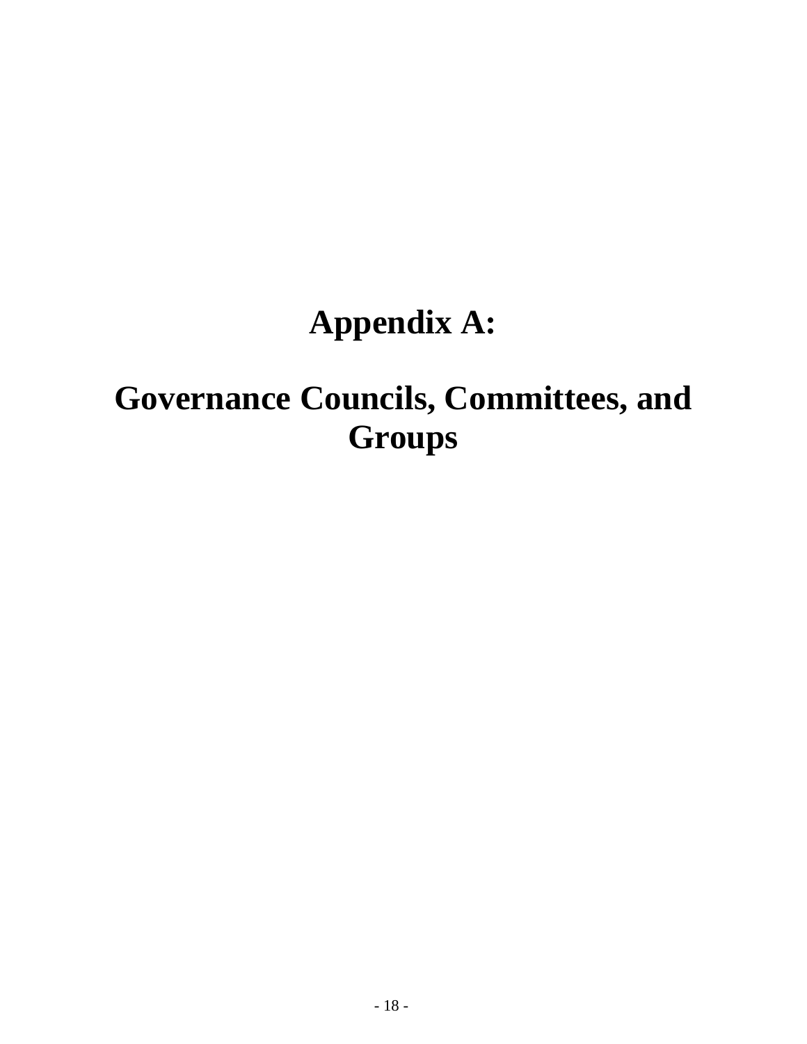# Appendix A:

# Governance Councils, Committees, and Groups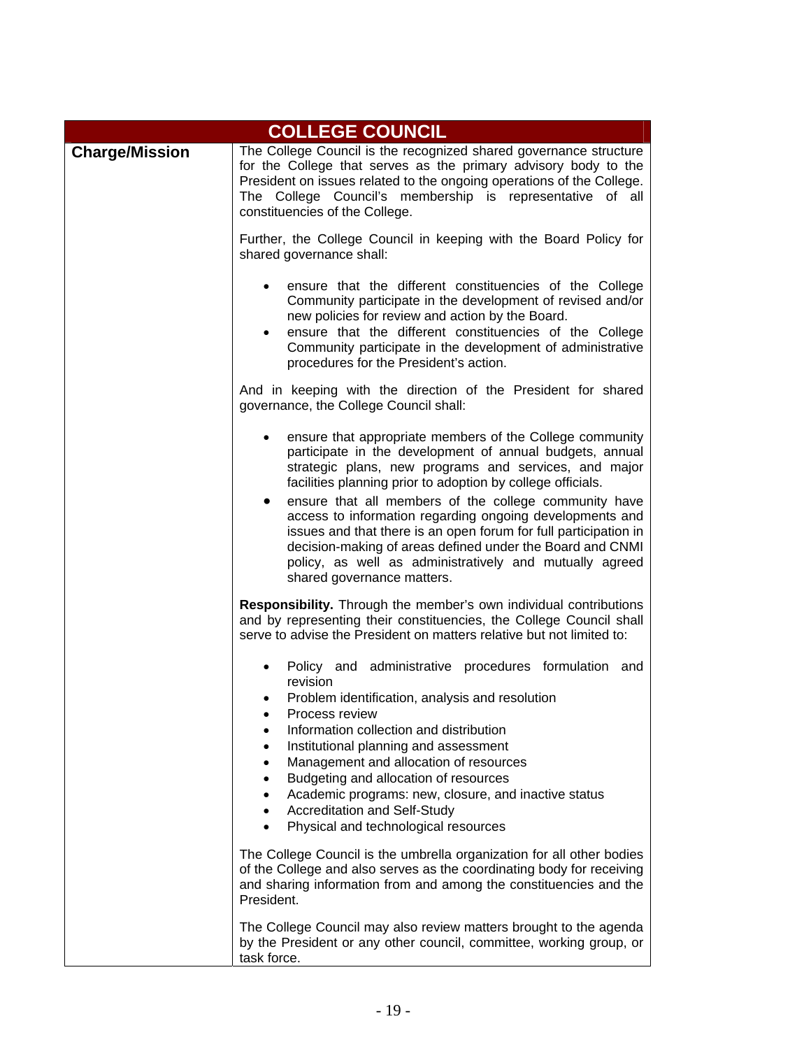| COLLEGE COUNCIL | |
|---|---|
| **Charge/Mission** | The College Council is the recognized shared governance structure for the College that serves as the primary advisory body to the President on issues related to the ongoing operations of the College. The College Council's membership is representative of all constituencies of the College.<br><br>Further, the College Council in keeping with the Board Policy for shared governance shall:<br><br>• ensure that the different constituencies of the College Community participate in the development of revised and/or new policies for review and action by the Board.<br>• ensure that the different constituencies of the College Community participate in the development of administrative procedures for the President's action.<br><br>And in keeping with the direction of the President for shared governance, the College Council shall:<br><br>• ensure that appropriate members of the College community participate in the development of annual budgets, annual strategic plans, new programs and services, and major facilities planning prior to adoption by college officials.<br>• ensure that all members of the college community have access to information regarding ongoing developments and issues and that there is an open forum for full participation in decision-making of areas defined under the Board and CNMI policy, as well as administratively and mutually agreed shared governance matters.<br><br>**Responsibility.** Through the member's own individual contributions and by representing their constituencies, the College Council shall serve to advise the President on matters relative but not limited to:<br><br>• Policy and administrative procedures formulation and revision<br>• Problem identification, analysis and resolution<br>• Process review<br>• Information collection and distribution<br>• Institutional planning and assessment<br>• Management and allocation of resources<br>• Budgeting and allocation of resources<br>• Academic programs: new, closure, and inactive status<br>• Accreditation and Self-Study<br>• Physical and technological resources<br><br>The College Council is the umbrella organization for all other bodies of the College and also serves as the coordinating body for receiving and sharing information from and among the constituencies and the President.<br><br>The College Council may also review matters brought to the agenda by the President or any other council, committee, working group, or task force. |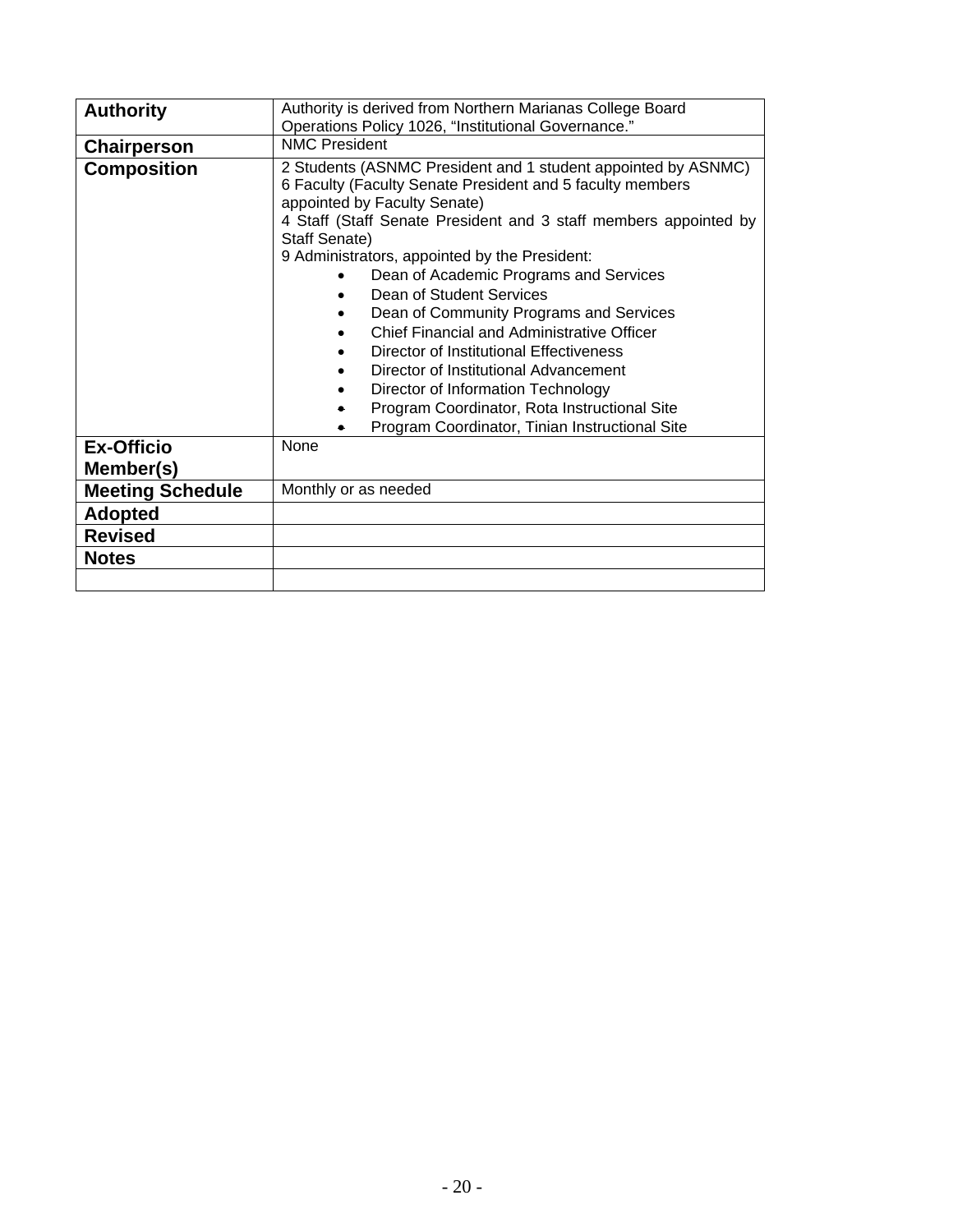| | |
|---|---|
| **Authority** | Authority is derived from Northern Marianas College Board Operations Policy 1026, "Institutional Governance." |
| **Chairperson** | NMC President |
| **Composition** | 2 Students (ASNMC President and 1 student appointed by ASNMC)<br>6 Faculty (Faculty Senate President and 5 faculty members appointed by Faculty Senate)<br>4 Staff (Staff Senate President and 3 staff members appointed by Staff Senate)<br>9 Administrators, appointed by the President:<br>• Dean of Academic Programs and Services<br>• Dean of Student Services<br>• Dean of Community Programs and Services<br>• Chief Financial and Administrative Officer<br>• Director of Institutional Effectiveness<br>• Director of Institutional Advancement<br>• Director of Information Technology<br>• Program Coordinator, Rota Instructional Site<br>• Program Coordinator, Tinian Instructional Site |
| **Ex-Officio Member(s)** | None |
| **Meeting Schedule** | Monthly or as needed |
| **Adopted** | |
| **Revised** | |
| **Notes** | |
| | |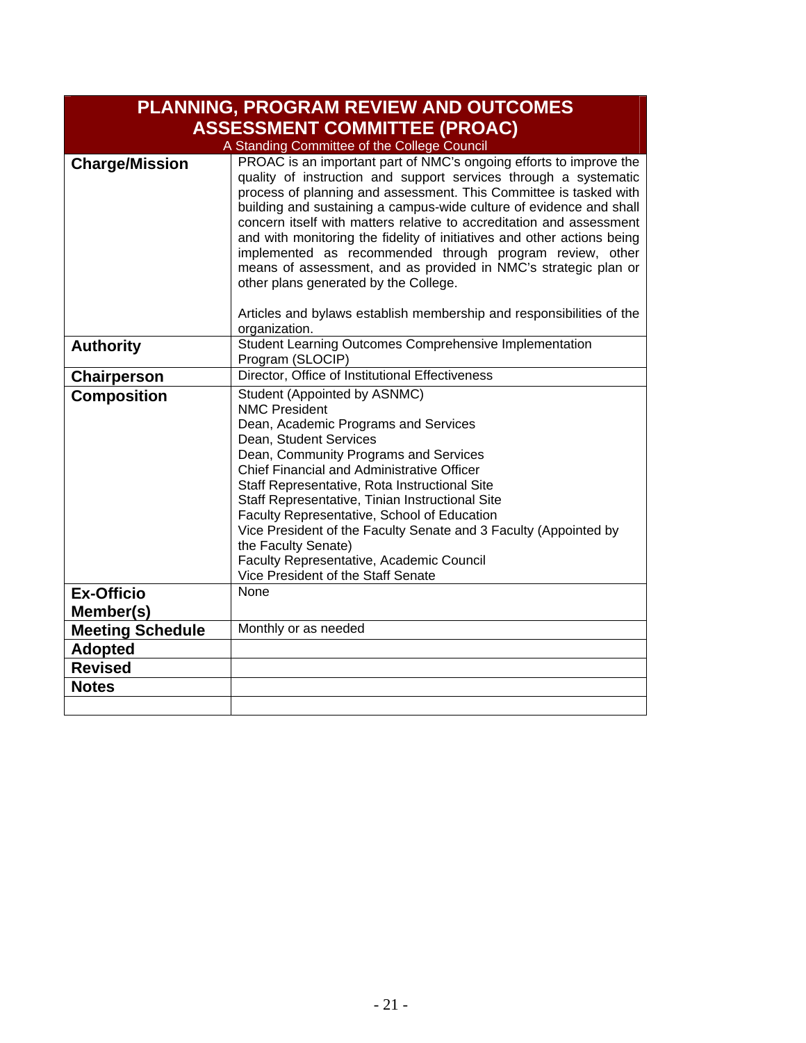| PLANNING, PROGRAM REVIEW AND OUTCOMES ASSESSMENT COMMITTEE (PROAC) A Standing Committee of the College Council | |
|---|---|
| **Charge/Mission** | PROAC is an important part of NMC's ongoing efforts to improve the quality of instruction and support services through a systematic process of planning and assessment. This Committee is tasked with building and sustaining a campus-wide culture of evidence and shall concern itself with matters relative to accreditation and assessment and with monitoring the fidelity of initiatives and other actions being implemented as recommended through program review, other means of assessment, and as provided in NMC's strategic plan or other plans generated by the College.<br><br>Articles and bylaws establish membership and responsibilities of the organization. |
| **Authority** | Student Learning Outcomes Comprehensive Implementation Program (SLOCIP) |
| **Chairperson** | Director, Office of Institutional Effectiveness |
| **Composition** | Student (Appointed by ASNMC)<br>NMC President<br>Dean, Academic Programs and Services<br>Dean, Student Services<br>Dean, Community Programs and Services<br>Chief Financial and Administrative Officer<br>Staff Representative, Rota Instructional Site<br>Staff Representative, Tinian Instructional Site<br>Faculty Representative, School of Education<br>Vice President of the Faculty Senate and 3 Faculty (Appointed by the Faculty Senate)<br>Faculty Representative, Academic Council<br>Vice President of the Staff Senate |
| **Ex-Officio Member(s)** | None |
| **Meeting Schedule** | Monthly or as needed |
| **Adopted** | |
| **Revised** | |
| **Notes** | |
| | |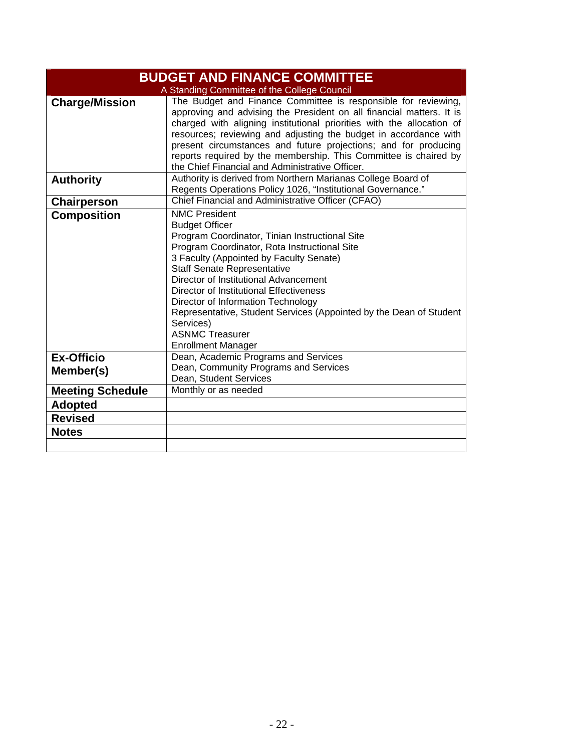## BUDGET AND FINANCE COMMITTEE

A Standing Committee of the College Council

| | |
|---|---|
| **Charge/Mission** | The Budget and Finance Committee is responsible for reviewing, approving and advising the President on all financial matters. It is charged with aligning institutional priorities with the allocation of resources; reviewing and adjusting the budget in accordance with present circumstances and future projections; and for producing reports required by the membership. This Committee is chaired by the Chief Financial and Administrative Officer. |
| **Authority** | Authority is derived from Northern Marianas College Board of Regents Operations Policy 1026, "Institutional Governance." |
| **Chairperson** | Chief Financial and Administrative Officer (CFAO) |
| **Composition** | NMC President<br>Budget Officer<br>Program Coordinator, Tinian Instructional Site<br>Program Coordinator, Rota Instructional Site<br>3 Faculty (Appointed by Faculty Senate)<br>Staff Senate Representative<br>Director of Institutional Advancement<br>Director of Institutional Effectiveness<br>Director of Information Technology<br>Representative, Student Services (Appointed by the Dean of Student Services)<br>ASNMC Treasurer<br>Enrollment Manager |
| **Ex-Officio Member(s)** | Dean, Academic Programs and Services<br>Dean, Community Programs and Services<br>Dean, Student Services |
| **Meeting Schedule** | Monthly or as needed |
| **Adopted** | |
| **Revised** | |
| **Notes** | |
| | |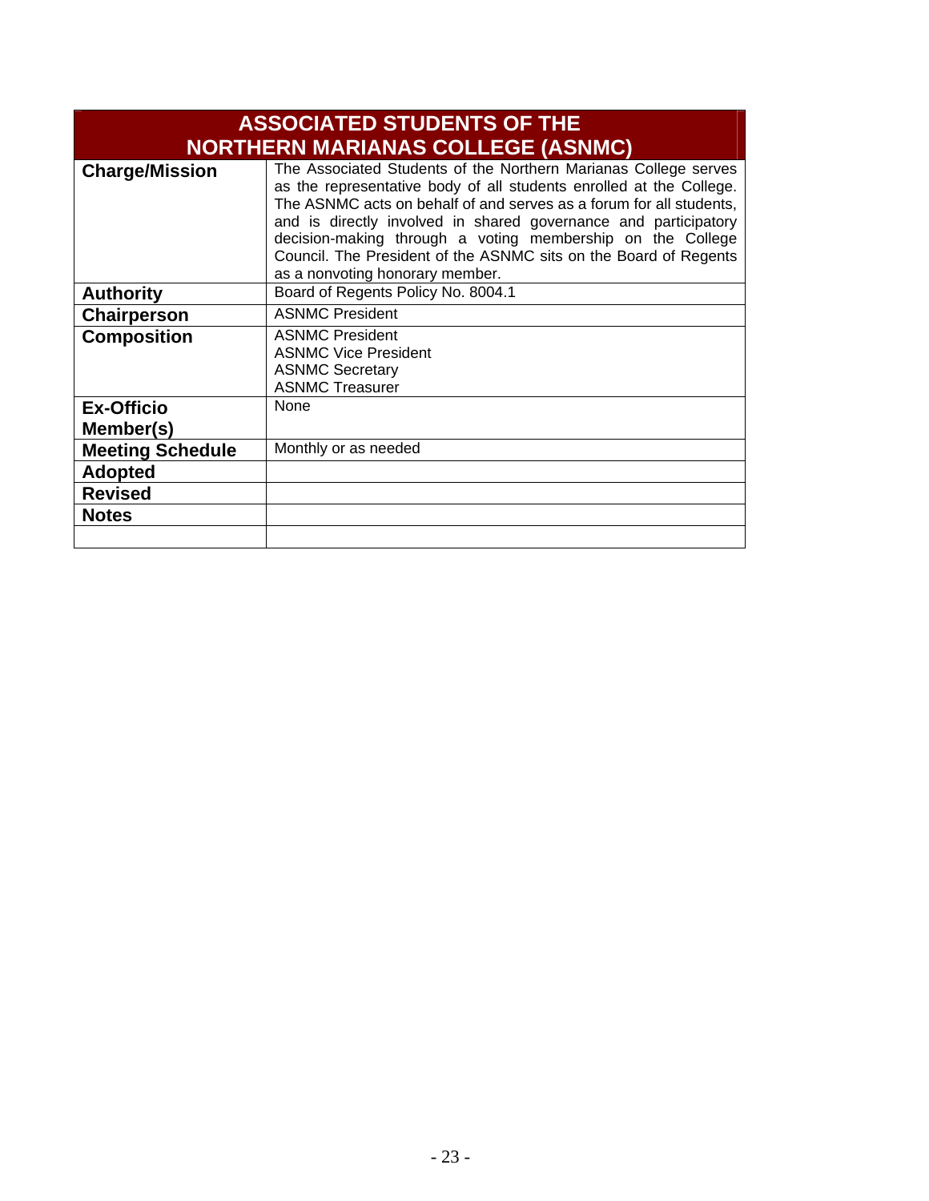| ASSOCIATED STUDENTS OF THE NORTHERN MARIANAS COLLEGE (ASNMC) | |
|---|---|
| **Charge/Mission** | The Associated Students of the Northern Marianas College serves as the representative body of all students enrolled at the College. The ASNMC acts on behalf of and serves as a forum for all students, and is directly involved in shared governance and participatory decision-making through a voting membership on the College Council. The President of the ASNMC sits on the Board of Regents as a nonvoting honorary member. |
| **Authority** | Board of Regents Policy No. 8004.1 |
| **Chairperson** | ASNMC President |
| **Composition** | ASNMC President<br>ASNMC Vice President<br>ASNMC Secretary<br>ASNMC Treasurer |
| **Ex-Officio Member(s)** | None |
| **Meeting Schedule** | Monthly or as needed |
| **Adopted** | |
| **Revised** | |
| **Notes** | |
| | |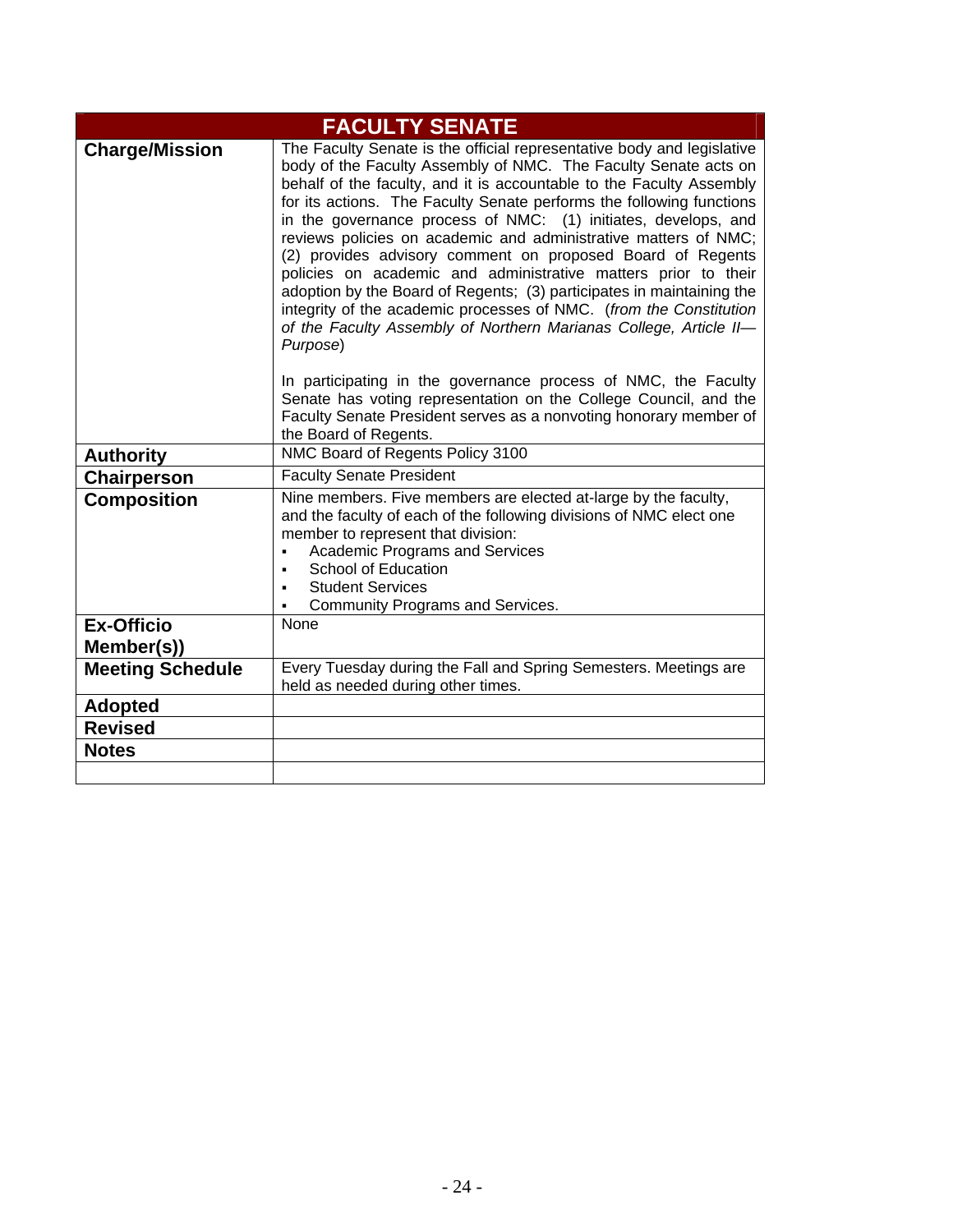| FACULTY SENATE | |
|---|---|
| **Charge/Mission** | The Faculty Senate is the official representative body and legislative body of the Faculty Assembly of NMC. The Faculty Senate acts on behalf of the faculty, and it is accountable to the Faculty Assembly for its actions. The Faculty Senate performs the following functions in the governance process of NMC: (1) initiates, develops, and reviews policies on academic and administrative matters of NMC; (2) provides advisory comment on proposed Board of Regents policies on academic and administrative matters prior to their adoption by the Board of Regents; (3) participates in maintaining the integrity of the academic processes of NMC. (*from the Constitution of the Faculty Assembly of Northern Marianas College, Article II—Purpose*)<br><br>In participating in the governance process of NMC, the Faculty Senate has voting representation on the College Council, and the Faculty Senate President serves as a nonvoting honorary member of the Board of Regents. |
| **Authority** | NMC Board of Regents Policy 3100 |
| **Chairperson** | Faculty Senate President |
| **Composition** | Nine members. Five members are elected at-large by the faculty, and the faculty of each of the following divisions of NMC elect one member to represent that division:<br>▪ Academic Programs and Services<br>▪ School of Education<br>▪ Student Services<br>▪ Community Programs and Services. |
| **Ex-Officio Member(s))** | None |
| **Meeting Schedule** | Every Tuesday during the Fall and Spring Semesters. Meetings are held as needed during other times. |
| **Adopted** | |
| **Revised** | |
| **Notes** | |
| | |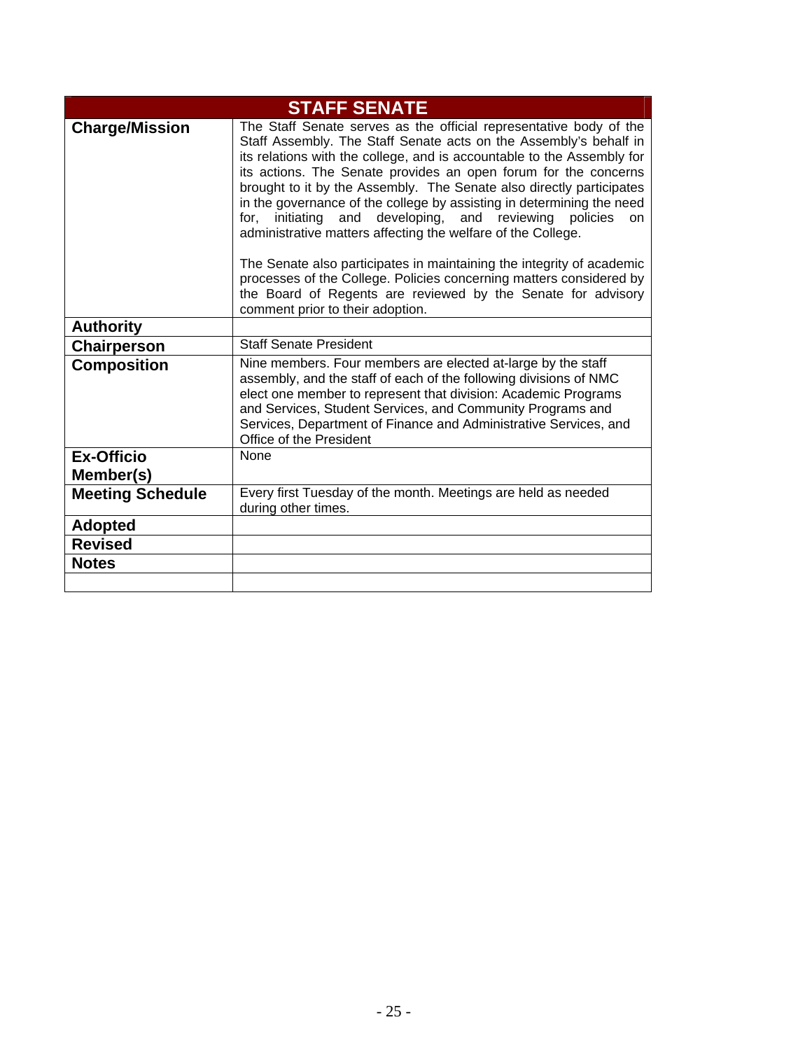| STAFF SENATE | |
|---|---|
| **Charge/Mission** | The Staff Senate serves as the official representative body of the Staff Assembly. The Staff Senate acts on the Assembly's behalf in its relations with the college, and is accountable to the Assembly for its actions. The Senate provides an open forum for the concerns brought to it by the Assembly. The Senate also directly participates in the governance of the college by assisting in determining the need for, initiating and developing, and reviewing policies on administrative matters affecting the welfare of the College.<br><br>The Senate also participates in maintaining the integrity of academic processes of the College. Policies concerning matters considered by the Board of Regents are reviewed by the Senate for advisory comment prior to their adoption. |
| **Authority** | |
| **Chairperson** | Staff Senate President |
| **Composition** | Nine members. Four members are elected at-large by the staff assembly, and the staff of each of the following divisions of NMC elect one member to represent that division: Academic Programs and Services, Student Services, and Community Programs and Services, Department of Finance and Administrative Services, and Office of the President |
| **Ex-Officio Member(s)** | None |
| **Meeting Schedule** | Every first Tuesday of the month. Meetings are held as needed during other times. |
| **Adopted** | |
| **Revised** | |
| **Notes** | |
| | |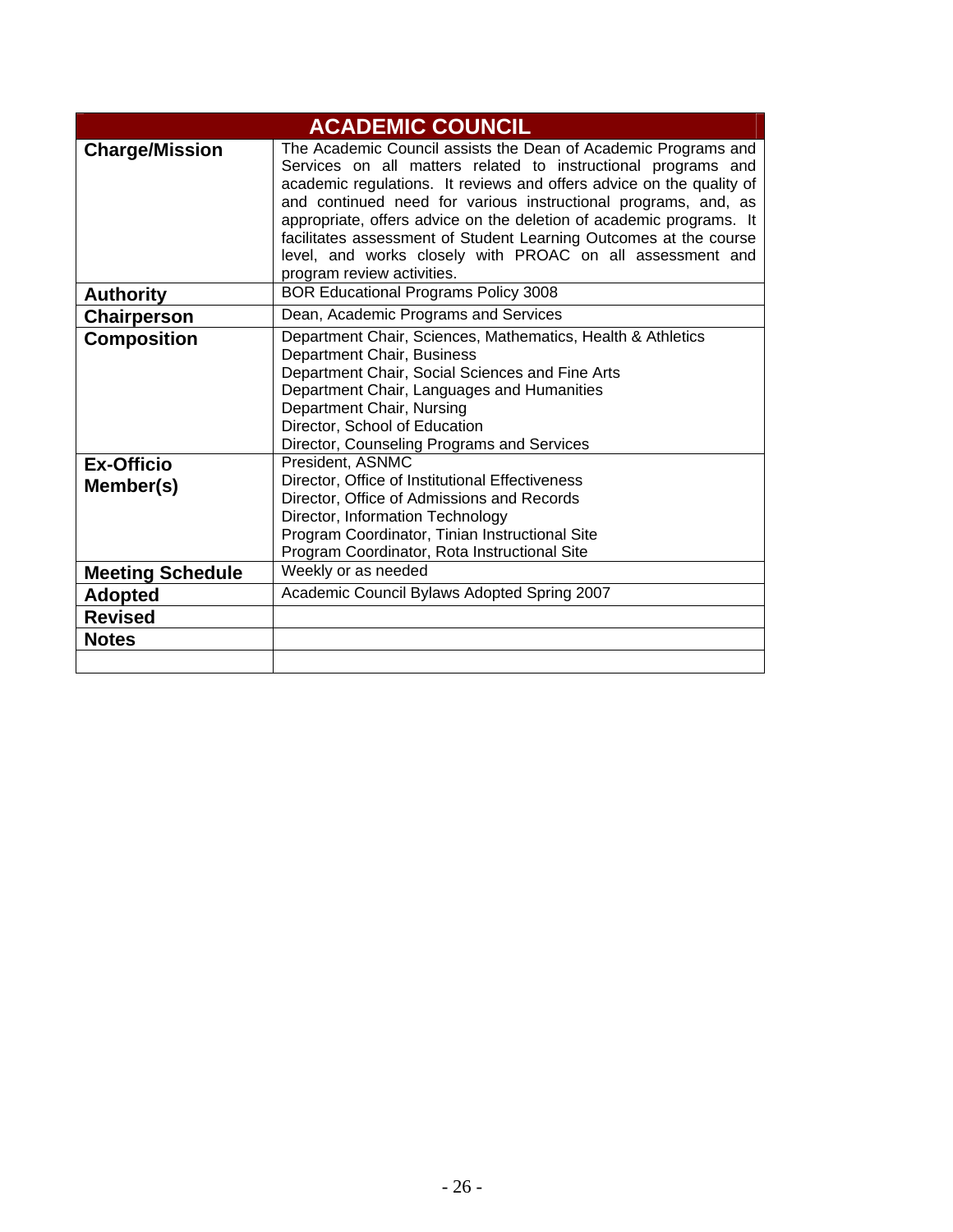| ACADEMIC COUNCIL | |
|---|---|
| **Charge/Mission** | The Academic Council assists the Dean of Academic Programs and Services on all matters related to instructional programs and academic regulations. It reviews and offers advice on the quality of and continued need for various instructional programs, and, as appropriate, offers advice on the deletion of academic programs. It facilitates assessment of Student Learning Outcomes at the course level, and works closely with PROAC on all assessment and program review activities. |
| **Authority** | BOR Educational Programs Policy 3008 |
| **Chairperson** | Dean, Academic Programs and Services |
| **Composition** | Department Chair, Sciences, Mathematics, Health & Athletics<br>Department Chair, Business<br>Department Chair, Social Sciences and Fine Arts<br>Department Chair, Languages and Humanities<br>Department Chair, Nursing<br>Director, School of Education<br>Director, Counseling Programs and Services |
| **Ex-Officio Member(s)** | President, ASNMC<br>Director, Office of Institutional Effectiveness<br>Director, Office of Admissions and Records<br>Director, Information Technology<br>Program Coordinator, Tinian Instructional Site<br>Program Coordinator, Rota Instructional Site |
| **Meeting Schedule** | Weekly or as needed |
| **Adopted** | Academic Council Bylaws Adopted Spring 2007 |
| **Revised** | |
| **Notes** | |
| | |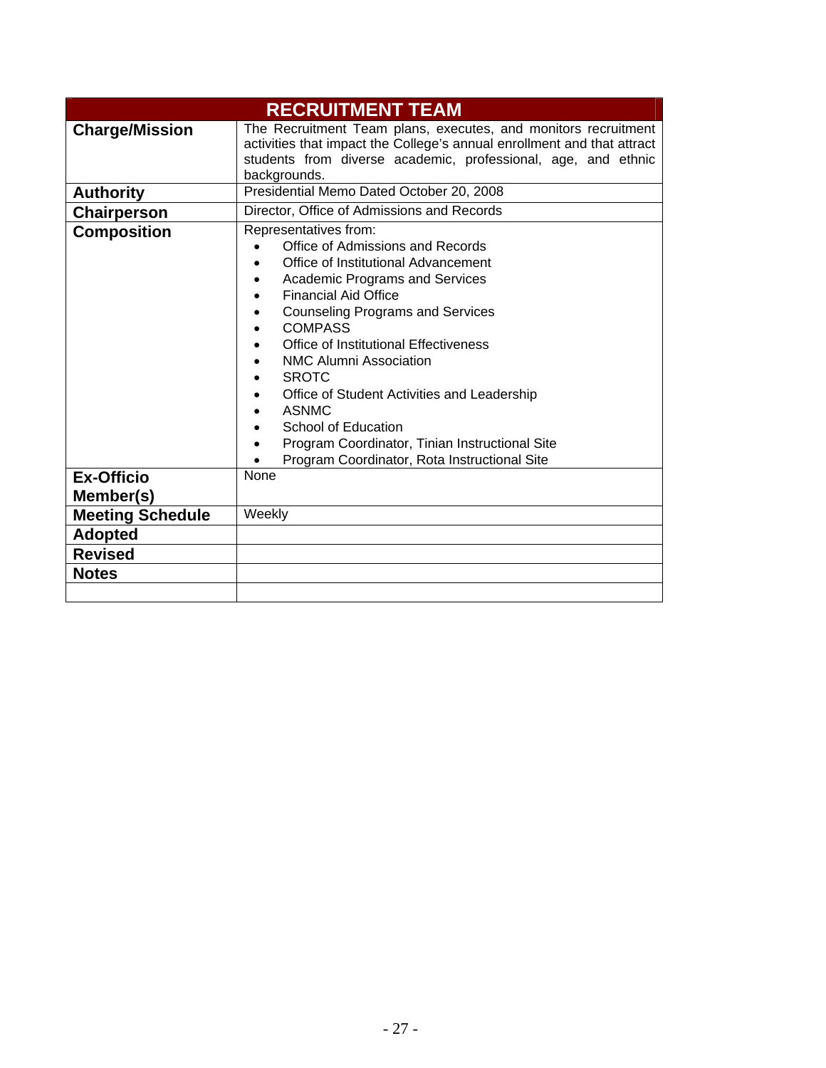| RECRUITMENT TEAM | |
|---|---|
| **Charge/Mission** | The Recruitment Team plans, executes, and monitors recruitment activities that impact the College's annual enrollment and that attract students from diverse academic, professional, age, and ethnic backgrounds. |
| **Authority** | Presidential Memo Dated October 20, 2008 |
| **Chairperson** | Director, Office of Admissions and Records |
| **Composition** | Representatives from:<br>• Office of Admissions and Records<br>• Office of Institutional Advancement<br>• Academic Programs and Services<br>• Financial Aid Office<br>• Counseling Programs and Services<br>• COMPASS<br>• Office of Institutional Effectiveness<br>• NMC Alumni Association<br>• SROTC<br>• Office of Student Activities and Leadership<br>• ASNMC<br>• School of Education<br>• Program Coordinator, Tinian Instructional Site<br>• Program Coordinator, Rota Instructional Site |
| **Ex-Officio Member(s)** | None |
| **Meeting Schedule** | Weekly |
| **Adopted** | |
| **Revised** | |
| **Notes** | |
| | |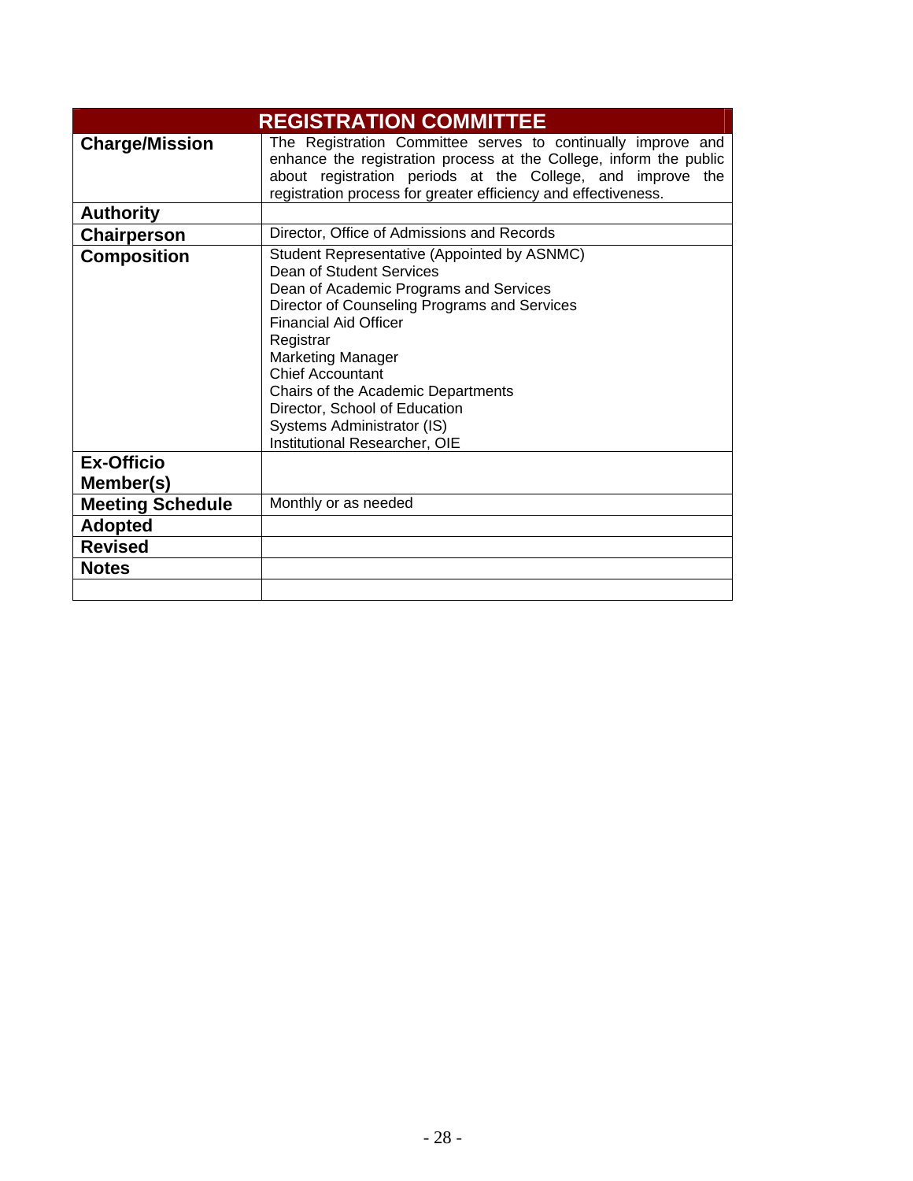| REGISTRATION COMMITTEE | |
|---|---|
| **Charge/Mission** | The Registration Committee serves to continually improve and enhance the registration process at the College, inform the public about registration periods at the College, and improve the registration process for greater efficiency and effectiveness. |
| **Authority** | |
| **Chairperson** | Director, Office of Admissions and Records |
| **Composition** | Student Representative (Appointed by ASNMC)<br>Dean of Student Services<br>Dean of Academic Programs and Services<br>Director of Counseling Programs and Services<br>Financial Aid Officer<br>Registrar<br>Marketing Manager<br>Chief Accountant<br>Chairs of the Academic Departments<br>Director, School of Education<br>Systems Administrator (IS)<br>Institutional Researcher, OIE |
| **Ex-Officio Member(s)** | |
| **Meeting Schedule** | Monthly or as needed |
| **Adopted** | |
| **Revised** | |
| **Notes** | |
| | |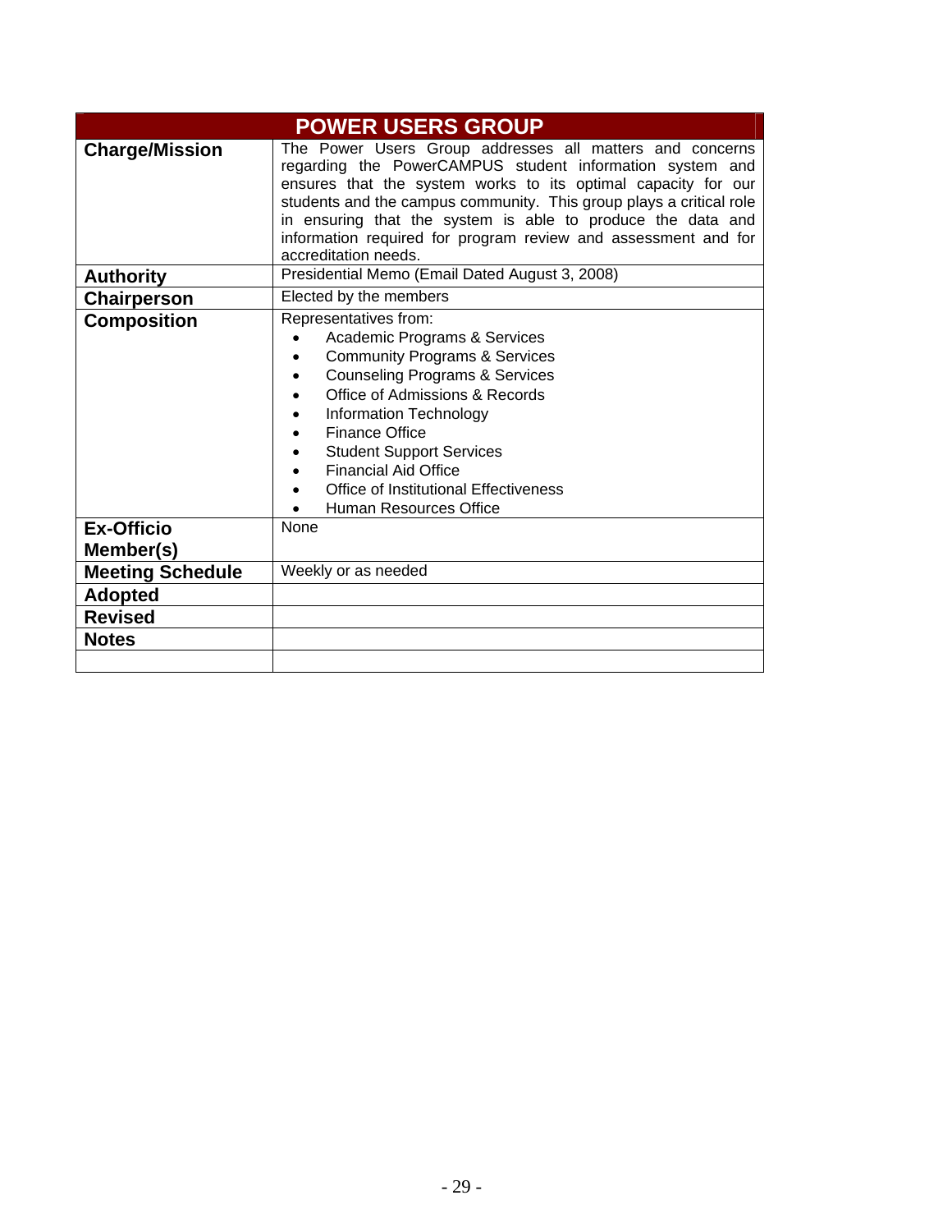| POWER USERS GROUP | |
|---|---|
| **Charge/Mission** | The Power Users Group addresses all matters and concerns regarding the PowerCAMPUS student information system and ensures that the system works to its optimal capacity for our students and the campus community. This group plays a critical role in ensuring that the system is able to produce the data and information required for program review and assessment and for accreditation needs. |
| **Authority** | Presidential Memo (Email Dated August 3, 2008) |
| **Chairperson** | Elected by the members |
| **Composition** | Representatives from:<br>• Academic Programs & Services<br>• Community Programs & Services<br>• Counseling Programs & Services<br>• Office of Admissions & Records<br>• Information Technology<br>• Finance Office<br>• Student Support Services<br>• Financial Aid Office<br>• Office of Institutional Effectiveness<br>• Human Resources Office |
| **Ex-Officio Member(s)** | None |
| **Meeting Schedule** | Weekly or as needed |
| **Adopted** | |
| **Revised** | |
| **Notes** | |
| | |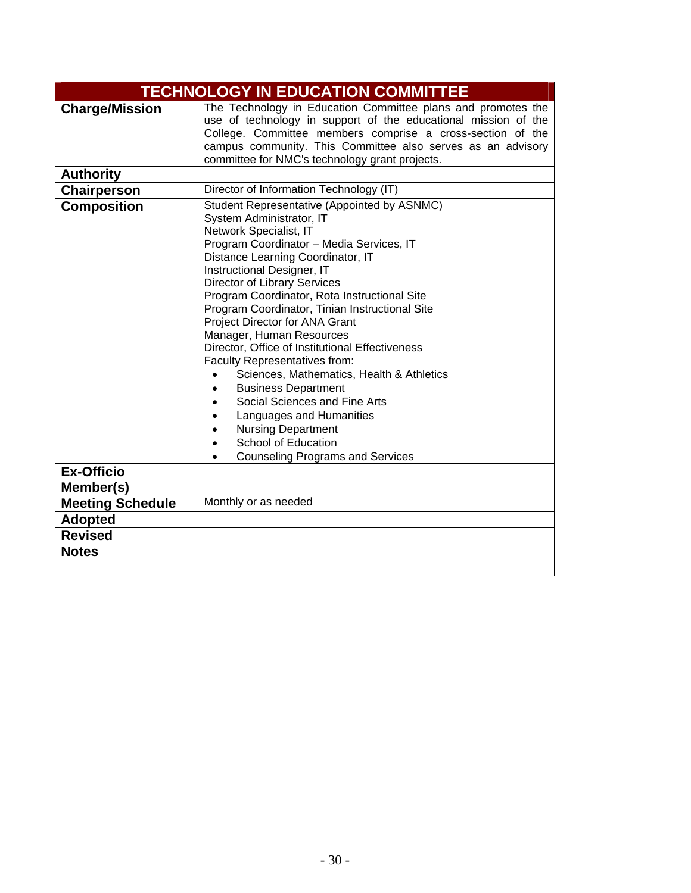| TECHNOLOGY IN EDUCATION COMMITTEE | |
|---|---|
| **Charge/Mission** | The Technology in Education Committee plans and promotes the use of technology in support of the educational mission of the College. Committee members comprise a cross-section of the campus community. This Committee also serves as an advisory committee for NMC's technology grant projects. |
| **Authority** | |
| **Chairperson** | Director of Information Technology (IT) |
| **Composition** | Student Representative (Appointed by ASNMC)<br>System Administrator, IT<br>Network Specialist, IT<br>Program Coordinator – Media Services, IT<br>Distance Learning Coordinator, IT<br>Instructional Designer, IT<br>Director of Library Services<br>Program Coordinator, Rota Instructional Site<br>Program Coordinator, Tinian Instructional Site<br>Project Director for ANA Grant<br>Manager, Human Resources<br>Director, Office of Institutional Effectiveness<br>Faculty Representatives from:<br>• Sciences, Mathematics, Health & Athletics<br>• Business Department<br>• Social Sciences and Fine Arts<br>• Languages and Humanities<br>• Nursing Department<br>• School of Education<br>• Counseling Programs and Services |
| **Ex-Officio Member(s)** | |
| **Meeting Schedule** | Monthly or as needed |
| **Adopted** | |
| **Revised** | |
| **Notes** | |
| | |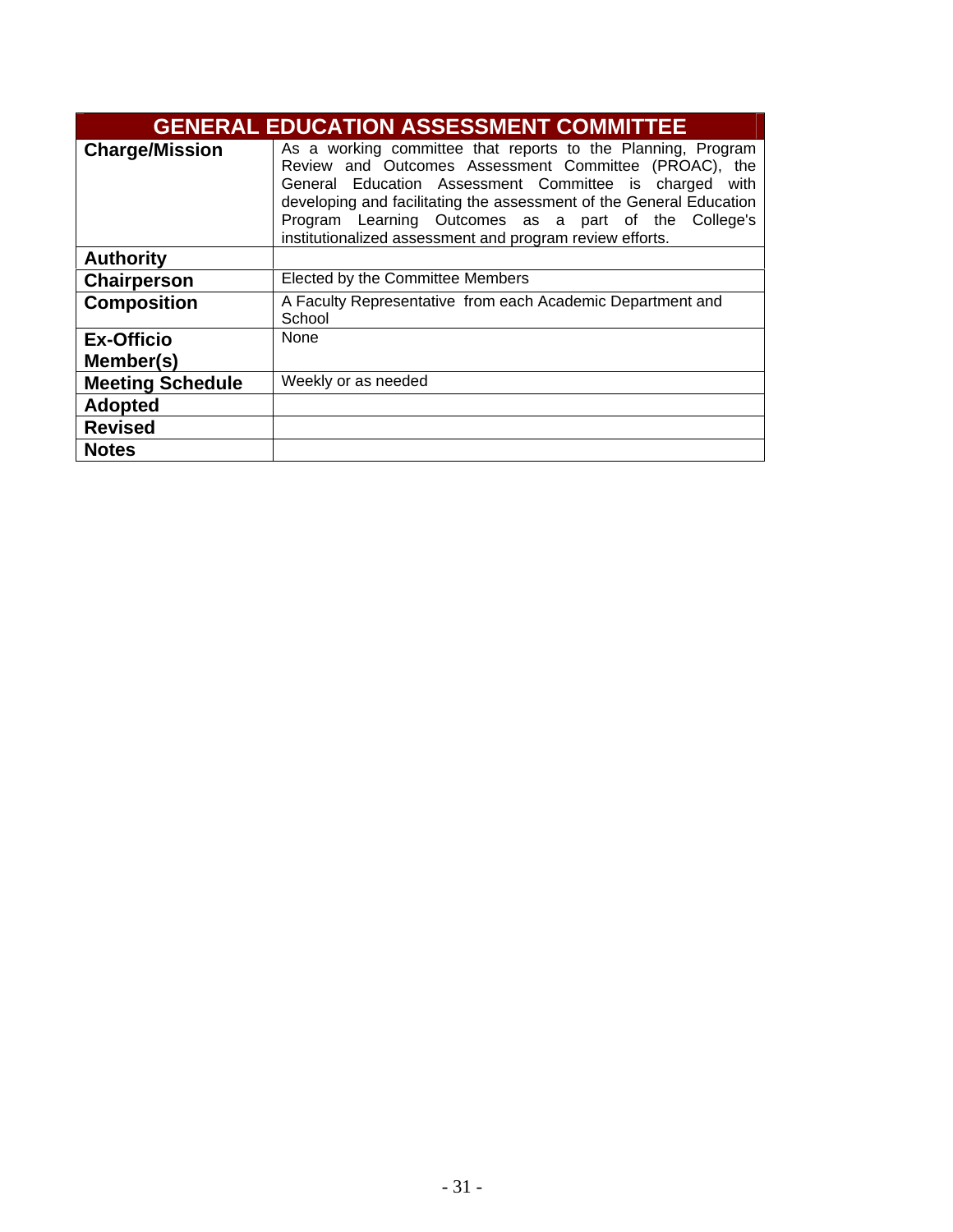| GENERAL EDUCATION ASSESSMENT COMMITTEE | |
|---|---|
| **Charge/Mission** | As a working committee that reports to the Planning, Program Review and Outcomes Assessment Committee (PROAC), the General Education Assessment Committee is charged with developing and facilitating the assessment of the General Education Program Learning Outcomes as a part of the College's institutionalized assessment and program review efforts. |
| **Authority** | |
| **Chairperson** | Elected by the Committee Members |
| **Composition** | A Faculty Representative from each Academic Department and School |
| **Ex-Officio Member(s)** | None |
| **Meeting Schedule** | Weekly or as needed |
| **Adopted** | |
| **Revised** | |
| **Notes** | |